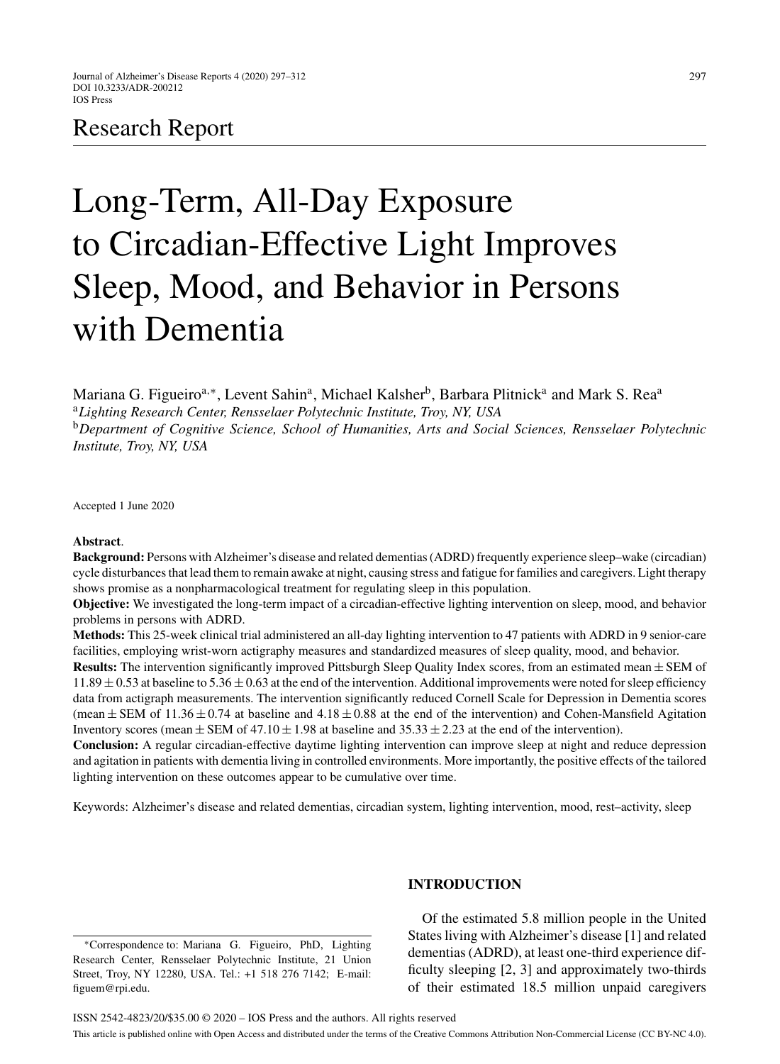Research Report

# Long-Term, All-Day Exposure to Circadian-Effective Light Improves Sleep, Mood, and Behavior in Persons with Dementia

Mariana G. Figueiro[a,*], Levent Sahin[a], Michael Kalsher[b], Barbara Plitnick[a] and Mark S. Rea[a]

[a]*Lighting Research Center, Rensselaer Polytechnic Institute, Troy, NY, USA*

[b]*Department of Cognitive Science, School of Humanities, Arts and Social Sciences, Rensselaer Polytechnic Institute, Troy, NY, USA*

Accepted 1 June 2020

**Abstract**.

**Background:** Persons with Alzheimer's disease and related dementias (ADRD) frequently experience sleep–wake (circadian) cycle disturbances that lead them to remain awake at night, causing stress and fatigue for families and caregivers. Light therapy shows promise as a nonpharmacological treatment for regulating sleep in this population.

**Objective:** We investigated the long-term impact of a circadian-effective lighting intervention on sleep, mood, and behavior problems in persons with ADRD.

**Methods:** This 25-week clinical trial administered an all-day lighting intervention to 47 patients with ADRD in 9 senior-care facilities, employing wrist-worn actigraphy measures and standardized measures of sleep quality, mood, and behavior.

**Results:** The intervention significantly improved Pittsburgh Sleep Quality Index scores, from an estimated mean $\pm$ SEM of $11.89 \pm 0.53$ at baseline to $5.36 \pm 0.63$ at the end of the intervention. Additional improvements were noted for sleep efficiency data from actigraph measurements. The intervention significantly reduced Cornell Scale for Depression in Dementia scores (mean $\pm$ SEM of $11.36 \pm 0.74$ at baseline and $4.18 \pm 0.88$ at the end of the intervention) and Cohen-Mansfield Agitation Inventory scores (mean $\pm$ SEM of $47.10 \pm 1.98$ at baseline and $35.33 \pm 2.23$ at the end of the intervention).

**Conclusion:** A regular circadian-effective daytime lighting intervention can improve sleep at night and reduce depression and agitation in patients with dementia living in controlled environments. More importantly, the positive effects of the tailored lighting intervention on these outcomes appear to be cumulative over time.

Keywords: Alzheimer's disease and related dementias, circadian system, lighting intervention, mood, rest–activity, sleep

## INTRODUCTION

Of the estimated 5.8 million people in the United States living with Alzheimer's disease [1] and related dementias (ADRD), at least one-third experience difficulty sleeping [2, 3] and approximately two-thirds of their estimated 18.5 million unpaid caregivers

*Correspondence to: Mariana G. Figueiro, PhD, Lighting Research Center, Rensselaer Polytechnic Institute, 21 Union Street, Troy, NY 12280, USA. Tel.: +1 518 276 7142; E-mail: figuem@rpi.edu.

ISSN 2542-4823/20/$35.00 © 2020 – IOS Press and the authors. All rights reserved

This article is published online with Open Access and distributed under the terms of the Creative Commons Attribution Non-Commercial License (CC BY-NC 4.0).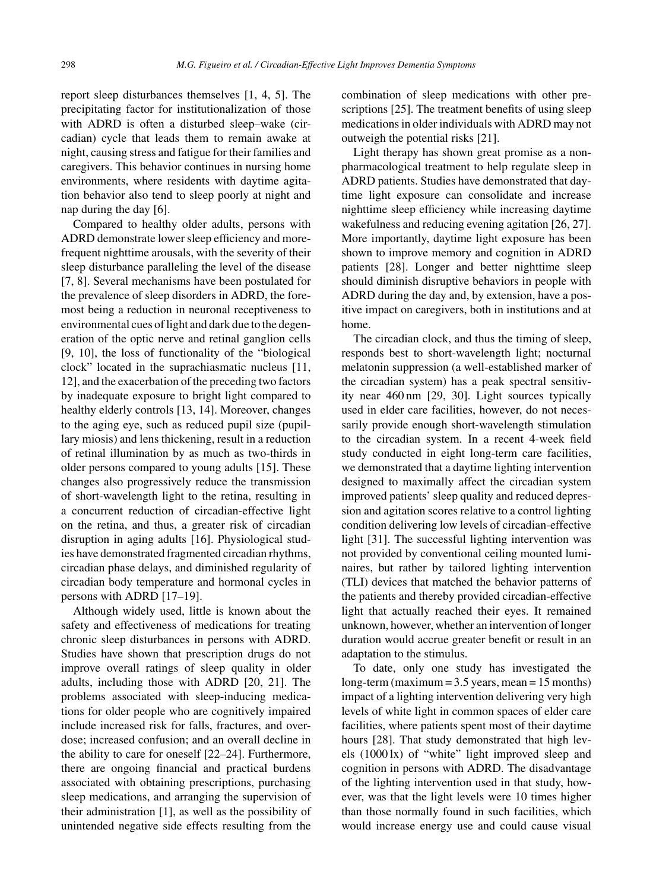report sleep disturbances themselves [1, 4, 5]. The precipitating factor for institutionalization of those with ADRD is often a disturbed sleep–wake (circadian) cycle that leads them to remain awake at night, causing stress and fatigue for their families and caregivers. This behavior continues in nursing home environments, where residents with daytime agitation behavior also tend to sleep poorly at night and nap during the day [6].

Compared to healthy older adults, persons with ADRD demonstrate lower sleep efficiency and more-frequent nighttime arousals, with the severity of their sleep disturbance paralleling the level of the disease [7, 8]. Several mechanisms have been postulated for the prevalence of sleep disorders in ADRD, the foremost being a reduction in neuronal receptiveness to environmental cues of light and dark due to the degeneration of the optic nerve and retinal ganglion cells [9, 10], the loss of functionality of the "biological clock" located in the suprachiasmatic nucleus [11, 12], and the exacerbation of the preceding two factors by inadequate exposure to bright light compared to healthy elderly controls [13, 14]. Moreover, changes to the aging eye, such as reduced pupil size (pupillary miosis) and lens thickening, result in a reduction of retinal illumination by as much as two-thirds in older persons compared to young adults [15]. These changes also progressively reduce the transmission of short-wavelength light to the retina, resulting in a concurrent reduction of circadian-effective light on the retina, and thus, a greater risk of circadian disruption in aging adults [16]. Physiological studies have demonstrated fragmented circadian rhythms, circadian phase delays, and diminished regularity of circadian body temperature and hormonal cycles in persons with ADRD [17–19].

Although widely used, little is known about the safety and effectiveness of medications for treating chronic sleep disturbances in persons with ADRD. Studies have shown that prescription drugs do not improve overall ratings of sleep quality in older adults, including those with ADRD [20, 21]. The problems associated with sleep-inducing medications for older people who are cognitively impaired include increased risk for falls, fractures, and overdose; increased confusion; and an overall decline in the ability to care for oneself [22–24]. Furthermore, there are ongoing financial and practical burdens associated with obtaining prescriptions, purchasing sleep medications, and arranging the supervision of their administration [1], as well as the possibility of unintended negative side effects resulting from the combination of sleep medications with other prescriptions [25]. The treatment benefits of using sleep medications in older individuals with ADRD may not outweigh the potential risks [21].

Light therapy has shown great promise as a non-pharmacological treatment to help regulate sleep in ADRD patients. Studies have demonstrated that daytime light exposure can consolidate and increase nighttime sleep efficiency while increasing daytime wakefulness and reducing evening agitation [26, 27]. More importantly, daytime light exposure has been shown to improve memory and cognition in ADRD patients [28]. Longer and better nighttime sleep should diminish disruptive behaviors in people with ADRD during the day and, by extension, have a positive impact on caregivers, both in institutions and at home.

The circadian clock, and thus the timing of sleep, responds best to short-wavelength light; nocturnal melatonin suppression (a well-established marker of the circadian system) has a peak spectral sensitivity near 460 nm [29, 30]. Light sources typically used in elder care facilities, however, do not necessarily provide enough short-wavelength stimulation to the circadian system. In a recent 4-week field study conducted in eight long-term care facilities, we demonstrated that a daytime lighting intervention designed to maximally affect the circadian system improved patients' sleep quality and reduced depression and agitation scores relative to a control lighting condition delivering low levels of circadian-effective light [31]. The successful lighting intervention was not provided by conventional ceiling mounted luminaires, but rather by tailored lighting intervention (TLI) devices that matched the behavior patterns of the patients and thereby provided circadian-effective light that actually reached their eyes. It remained unknown, however, whether an intervention of longer duration would accrue greater benefit or result in an adaptation to the stimulus.

To date, only one study has investigated the long-term (maximum = 3.5 years, mean = 15 months) impact of a lighting intervention delivering very high levels of white light in common spaces of elder care facilities, where patients spent most of their daytime hours [28]. That study demonstrated that high levels (1000 lx) of "white" light improved sleep and cognition in persons with ADRD. The disadvantage of the lighting intervention used in that study, however, was that the light levels were 10 times higher than those normally found in such facilities, which would increase energy use and could cause visual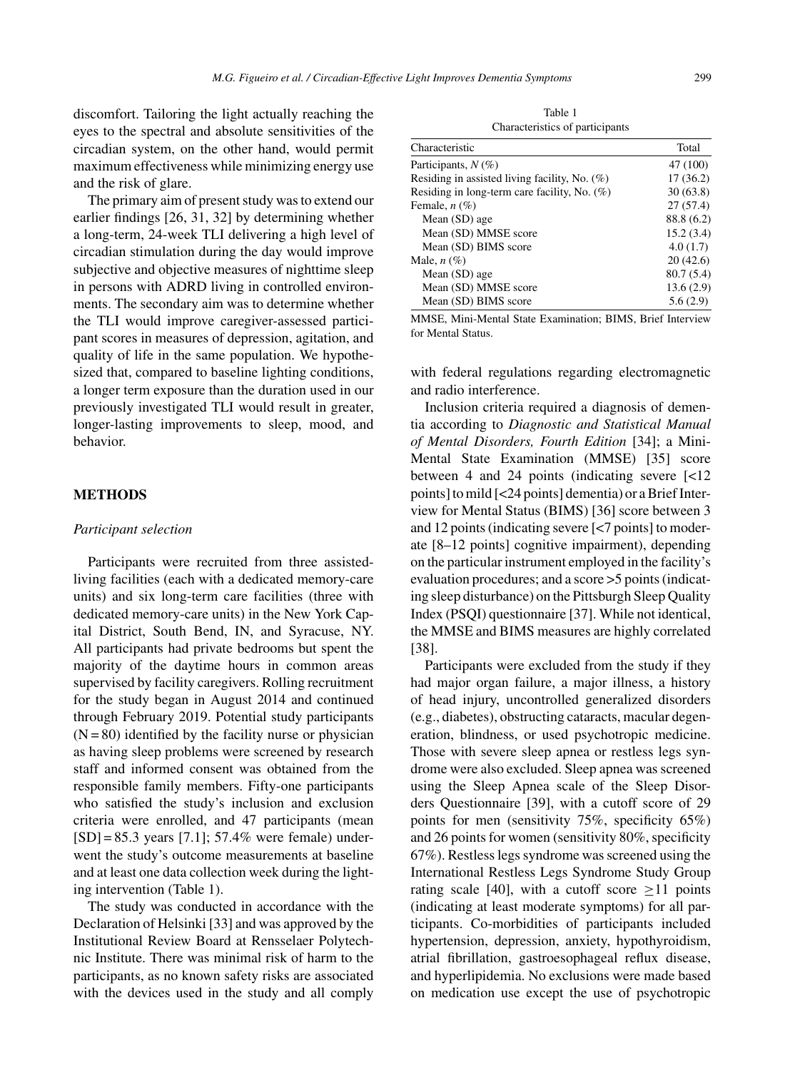discomfort. Tailoring the light actually reaching the eyes to the spectral and absolute sensitivities of the circadian system, on the other hand, would permit maximum effectiveness while minimizing energy use and the risk of glare.

The primary aim of present study was to extend our earlier findings [26, 31, 32] by determining whether a long-term, 24-week TLI delivering a high level of circadian stimulation during the day would improve subjective and objective measures of nighttime sleep in persons with ADRD living in controlled environments. The secondary aim was to determine whether the TLI would improve caregiver-assessed participant scores in measures of depression, agitation, and quality of life in the same population. We hypothesized that, compared to baseline lighting conditions, a longer term exposure than the duration used in our previously investigated TLI would result in greater, longer-lasting improvements to sleep, mood, and behavior.

## METHODS

### *Participant selection*

Participants were recruited from three assisted-living facilities (each with a dedicated memory-care units) and six long-term care facilities (three with dedicated memory-care units) in the New York Capital District, South Bend, IN, and Syracuse, NY. All participants had private bedrooms but spent the majority of the daytime hours in common areas supervised by facility caregivers. Rolling recruitment for the study began in August 2014 and continued through February 2019. Potential study participants (N = 80) identified by the facility nurse or physician as having sleep problems were screened by research staff and informed consent was obtained from the responsible family members. Fifty-one participants who satisfied the study's inclusion and exclusion criteria were enrolled, and 47 participants (mean [SD] = 85.3 years [7.1]; 57.4% were female) underwent the study's outcome measurements at baseline and at least one data collection week during the lighting intervention (Table 1).

The study was conducted in accordance with the Declaration of Helsinki [33] and was approved by the Institutional Review Board at Rensselaer Polytechnic Institute. There was minimal risk of harm to the participants, as no known safety risks are associated with the devices used in the study and all comply with federal regulations regarding electromagnetic and radio interference.

Table 1
Characteristics of participants

| Characteristic | Total |
|---|---|
| Participants, *N* (%) | 47 (100) |
| Residing in assisted living facility, No. (%) | 17 (36.2) |
| Residing in long-term care facility, No. (%) | 30 (63.8) |
| Female, *n* (%) | 27 (57.4) |
| Mean (SD) age | 88.8 (6.2) |
| Mean (SD) MMSE score | 15.2 (3.4) |
| Mean (SD) BIMS score | 4.0 (1.7) |
| Male, *n* (%) | 20 (42.6) |
| Mean (SD) age | 80.7 (5.4) |
| Mean (SD) MMSE score | 13.6 (2.9) |
| Mean (SD) BIMS score | 5.6 (2.9) |

MMSE, Mini-Mental State Examination; BIMS, Brief Interview for Mental Status.

Inclusion criteria required a diagnosis of dementia according to *Diagnostic and Statistical Manual of Mental Disorders, Fourth Edition* [34]; a Mini-Mental State Examination (MMSE) [35] score between 4 and 24 points (indicating severe [<12 points] to mild [<24 points] dementia) or a Brief Interview for Mental Status (BIMS) [36] score between 3 and 12 points (indicating severe [<7 points] to moderate [8–12 points] cognitive impairment), depending on the particular instrument employed in the facility's evaluation procedures; and a score >5 points (indicating sleep disturbance) on the Pittsburgh Sleep Quality Index (PSQI) questionnaire [37]. While not identical, the MMSE and BIMS measures are highly correlated [38].

Participants were excluded from the study if they had major organ failure, a major illness, a history of head injury, uncontrolled generalized disorders (e.g., diabetes), obstructing cataracts, macular degeneration, blindness, or used psychotropic medicine. Those with severe sleep apnea or restless legs syndrome were also excluded. Sleep apnea was screened using the Sleep Apnea scale of the Sleep Disorders Questionnaire [39], with a cutoff score of 29 points for men (sensitivity 75%, specificity 65%) and 26 points for women (sensitivity 80%, specificity 67%). Restless legs syndrome was screened using the International Restless Legs Syndrome Study Group rating scale [40], with a cutoff score $\geq$11 points (indicating at least moderate symptoms) for all participants. Co-morbidities of participants included hypertension, depression, anxiety, hypothyroidism, atrial fibrillation, gastroesophageal reflux disease, and hyperlipidemia. No exclusions were made based on medication use except the use of psychotropic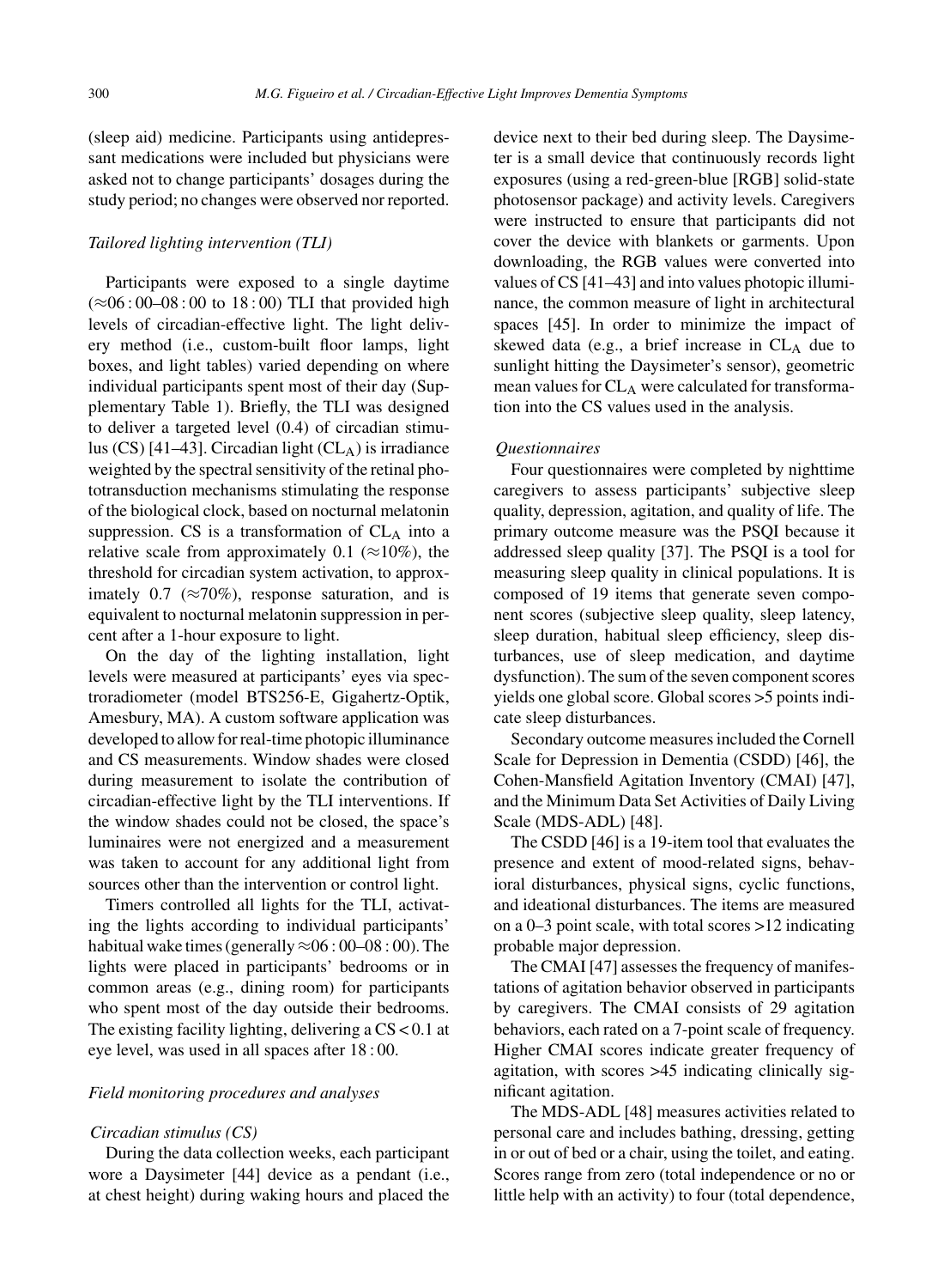(sleep aid) medicine. Participants using antidepressant medications were included but physicians were asked not to change participants' dosages during the study period; no changes were observed nor reported.

### *Tailored lighting intervention (TLI)*

Participants were exposed to a single daytime (≈06 : 00–08 : 00 to 18 : 00) TLI that provided high levels of circadian-effective light. The light delivery method (i.e., custom-built floor lamps, light boxes, and light tables) varied depending on where individual participants spent most of their day (Supplementary Table 1). Briefly, the TLI was designed to deliver a targeted level (0.4) of circadian stimulus (CS) [41–43]. Circadian light ($CL_A$) is irradiance weighted by the spectral sensitivity of the retinal phototransduction mechanisms stimulating the response of the biological clock, based on nocturnal melatonin suppression. CS is a transformation of $CL_A$ into a relative scale from approximately 0.1 (≈10%), the threshold for circadian system activation, to approximately 0.7 (≈70%), response saturation, and is equivalent to nocturnal melatonin suppression in percent after a 1-hour exposure to light.

On the day of the lighting installation, light levels were measured at participants' eyes via spectroradiometer (model BTS256-E, Gigahertz-Optik, Amesbury, MA). A custom software application was developed to allow for real-time photopic illuminance and CS measurements. Window shades were closed during measurement to isolate the contribution of circadian-effective light by the TLI interventions. If the window shades could not be closed, the space's luminaires were not energized and a measurement was taken to account for any additional light from sources other than the intervention or control light.

Timers controlled all lights for the TLI, activating the lights according to individual participants' habitual wake times (generally ≈06 : 00–08 : 00). The lights were placed in participants' bedrooms or in common areas (e.g., dining room) for participants who spent most of the day outside their bedrooms. The existing facility lighting, delivering a CS < 0.1 at eye level, was used in all spaces after 18 : 00.

### *Field monitoring procedures and analyses*

#### *Circadian stimulus (CS)*

During the data collection weeks, each participant wore a Daysimeter [44] device as a pendant (i.e., at chest height) during waking hours and placed the device next to their bed during sleep. The Daysimeter is a small device that continuously records light exposures (using a red-green-blue [RGB] solid-state photosensor package) and activity levels. Caregivers were instructed to ensure that participants did not cover the device with blankets or garments. Upon downloading, the RGB values were converted into values of CS [41–43] and into values photopic illuminance, the common measure of light in architectural spaces [45]. In order to minimize the impact of skewed data (e.g., a brief increase in $CL_A$ due to sunlight hitting the Daysimeter's sensor), geometric mean values for $CL_A$ were calculated for transformation into the CS values used in the analysis.

#### *Questionnaires*

Four questionnaires were completed by nighttime caregivers to assess participants' subjective sleep quality, depression, agitation, and quality of life. The primary outcome measure was the PSQI because it addressed sleep quality [37]. The PSQI is a tool for measuring sleep quality in clinical populations. It is composed of 19 items that generate seven component scores (subjective sleep quality, sleep latency, sleep duration, habitual sleep efficiency, sleep disturbances, use of sleep medication, and daytime dysfunction). The sum of the seven component scores yields one global score. Global scores >5 points indicate sleep disturbances.

Secondary outcome measures included the Cornell Scale for Depression in Dementia (CSDD) [46], the Cohen-Mansfield Agitation Inventory (CMAI) [47], and the Minimum Data Set Activities of Daily Living Scale (MDS-ADL) [48].

The CSDD [46] is a 19-item tool that evaluates the presence and extent of mood-related signs, behavioral disturbances, physical signs, cyclic functions, and ideational disturbances. The items are measured on a 0–3 point scale, with total scores >12 indicating probable major depression.

The CMAI [47] assesses the frequency of manifestations of agitation behavior observed in participants by caregivers. The CMAI consists of 29 agitation behaviors, each rated on a 7-point scale of frequency. Higher CMAI scores indicate greater frequency of agitation, with scores >45 indicating clinically significant agitation.

The MDS-ADL [48] measures activities related to personal care and includes bathing, dressing, getting in or out of bed or a chair, using the toilet, and eating. Scores range from zero (total independence or no or little help with an activity) to four (total dependence,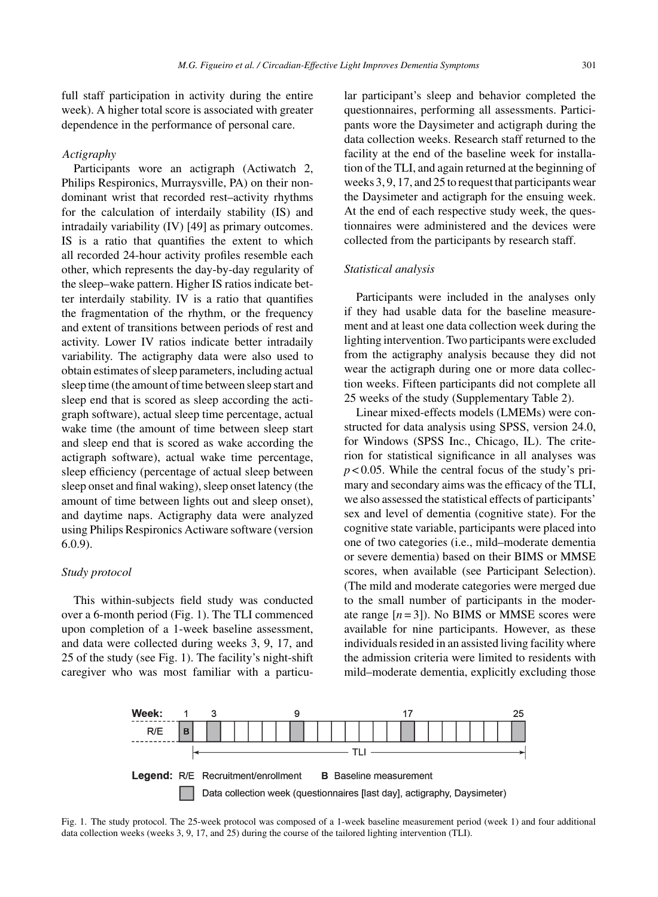full staff participation in activity during the entire week). A higher total score is associated with greater dependence in the performance of personal care.

### *Actigraphy*

Participants wore an actigraph (Actiwatch 2, Philips Respironics, Murraysville, PA) on their non-dominant wrist that recorded rest–activity rhythms for the calculation of interdaily stability (IS) and intradaily variability (IV) [49] as primary outcomes. IS is a ratio that quantifies the extent to which all recorded 24-hour activity profiles resemble each other, which represents the day-by-day regularity of the sleep–wake pattern. Higher IS ratios indicate better interdaily stability. IV is a ratio that quantifies the fragmentation of the rhythm, or the frequency and extent of transitions between periods of rest and activity. Lower IV ratios indicate better intradaily variability. The actigraphy data were also used to obtain estimates of sleep parameters, including actual sleep time (the amount of time between sleep start and sleep end that is scored as sleep according the actigraph software), actual sleep time percentage, actual wake time (the amount of time between sleep start and sleep end that is scored as wake according the actigraph software), actual wake time percentage, sleep efficiency (percentage of actual sleep between sleep onset and final waking), sleep onset latency (the amount of time between lights out and sleep onset), and daytime naps. Actigraphy data were analyzed using Philips Respironics Actiware software (version 6.0.9).

### *Study protocol*

This within-subjects field study was conducted over a 6-month period (Fig. 1). The TLI commenced upon completion of a 1-week baseline assessment, and data were collected during weeks 3, 9, 17, and 25 of the study (see Fig. 1). The facility's night-shift caregiver who was most familiar with a particular participant's sleep and behavior completed the questionnaires, performing all assessments. Participants wore the Daysimeter and actigraph during the data collection weeks. Research staff returned to the facility at the end of the baseline week for installation of the TLI, and again returned at the beginning of weeks 3, 9, 17, and 25 to request that participants wear the Daysimeter and actigraph for the ensuing week. At the end of each respective study week, the questionnaires were administered and the devices were collected from the participants by research staff.

### *Statistical analysis*

Participants were included in the analyses only if they had usable data for the baseline measurement and at least one data collection week during the lighting intervention. Two participants were excluded from the actigraphy analysis because they did not wear the actigraph during one or more data collection weeks. Fifteen participants did not complete all 25 weeks of the study (Supplementary Table 2).

Linear mixed-effects models (LMEMs) were constructed for data analysis using SPSS, version 24.0, for Windows (SPSS Inc., Chicago, IL). The criterion for statistical significance in all analyses was $p < 0.05$. While the central focus of the study's primary and secondary aims was the efficacy of the TLI, we also assessed the statistical effects of participants' sex and level of dementia (cognitive state). For the cognitive state variable, participants were placed into one of two categories (i.e., mild–moderate dementia or severe dementia) based on their BIMS or MMSE scores, when available (see Participant Selection). (The mild and moderate categories were merged due to the small number of participants in the moderate range [$n = 3$]). No BIMS or MMSE scores were available for nine participants. However, as these individuals resided in an assisted living facility where the admission criteria were limited to residents with mild–moderate dementia, explicitly excluding those

| Week: | 1 | 3 | 9 | 17 | 25 |
|---|---|---|---|---|---|
| R/E | B | ■ | ■ | ■ | ■ |
| | TLI (weeks 2–25) | | | | |

**Legend:** R/E Recruitment/enrollment **B** Baseline measurement
■ Data collection week (questionnaires [last day], actigraphy, Daysimeter)

Fig. 1. The study protocol. The 25-week protocol was composed of a 1-week baseline measurement period (week 1) and four additional data collection weeks (weeks 3, 9, 17, and 25) during the course of the tailored lighting intervention (TLI).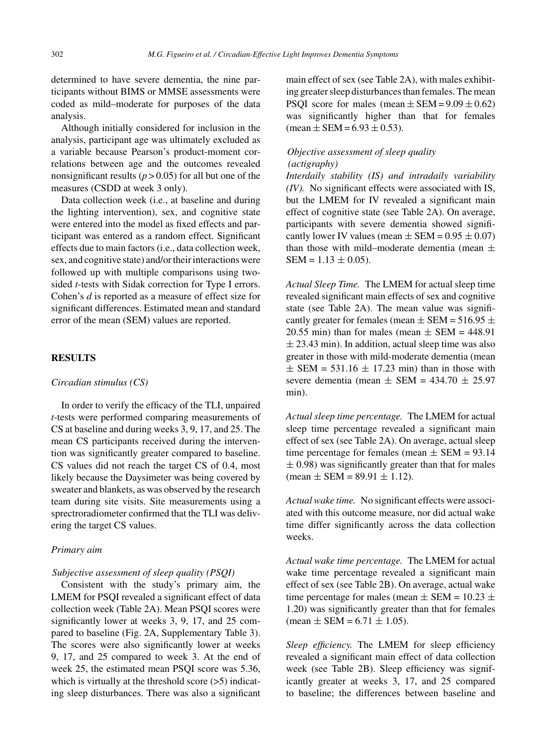determined to have severe dementia, the nine participants without BIMS or MMSE assessments were coded as mild–moderate for purposes of the data analysis.

Although initially considered for inclusion in the analysis, participant age was ultimately excluded as a variable because Pearson's product-moment correlations between age and the outcomes revealed nonsignificant results ($p > 0.05$) for all but one of the measures (CSDD at week 3 only).

Data collection week (i.e., at baseline and during the lighting intervention), sex, and cognitive state were entered into the model as fixed effects and participant was entered as a random effect. Significant effects due to main factors (i.e., data collection week, sex, and cognitive state) and/or their interactions were followed up with multiple comparisons using two-sided *t*-tests with Sidak correction for Type I errors. Cohen's *d* is reported as a measure of effect size for significant differences. Estimated mean and standard error of the mean (SEM) values are reported.

## RESULTS

### *Circadian stimulus (CS)*

In order to verify the efficacy of the TLI, unpaired *t*-tests were performed comparing measurements of CS at baseline and during weeks 3, 9, 17, and 25. The mean CS participants received during the intervention was significantly greater compared to baseline. CS values did not reach the target CS of 0.4, most likely because the Daysimeter was being covered by sweater and blankets, as was observed by the research team during site visits. Site measurements using a sprectroradiometer confirmed that the TLI was delivering the target CS values.

### *Primary aim*

#### *Subjective assessment of sleep quality (PSQI)*

Consistent with the study's primary aim, the LMEM for PSQI revealed a significant effect of data collection week (Table 2A). Mean PSQI scores were significantly lower at weeks 3, 9, 17, and 25 compared to baseline (Fig. 2A, Supplementary Table 3). The scores were also significantly lower at weeks 9, 17, and 25 compared to week 3. At the end of week 25, the estimated mean PSQI score was 5.36, which is virtually at the threshold score (>5) indicating sleep disturbances. There was also a significant main effect of sex (see Table 2A), with males exhibiting greater sleep disturbances than females. The mean PSQI score for males (mean $\pm$ SEM = $9.09 \pm 0.62$) was significantly higher than that for females (mean $\pm$ SEM = $6.93 \pm 0.53$).

#### *Objective assessment of sleep quality (actigraphy)*

*Interdaily stability (IS) and intradaily variability (IV).* No significant effects were associated with IS, but the LMEM for IV revealed a significant main effect of cognitive state (see Table 2A). On average, participants with severe dementia showed significantly lower IV values (mean $\pm$ SEM = $0.95 \pm 0.07$) than those with mild–moderate dementia (mean $\pm$ SEM = $1.13 \pm 0.05$).

*Actual Sleep Time.* The LMEM for actual sleep time revealed significant main effects of sex and cognitive state (see Table 2A). The mean value was significantly greater for females (mean $\pm$ SEM = $516.95 \pm 20.55$ min) than for males (mean $\pm$ SEM = $448.91 \pm 23.43$ min). In addition, actual sleep time was also greater in those with mild-moderate dementia (mean $\pm$ SEM = $531.16 \pm 17.23$ min) than in those with severe dementia (mean $\pm$ SEM = $434.70 \pm 25.97$ min).

*Actual sleep time percentage.* The LMEM for actual sleep time percentage revealed a significant main effect of sex (see Table 2A). On average, actual sleep time percentage for females (mean $\pm$ SEM = $93.14 \pm 0.98$) was significantly greater than that for males (mean $\pm$ SEM = $89.91 \pm 1.12$).

*Actual wake time.* No significant effects were associated with this outcome measure, nor did actual wake time differ significantly across the data collection weeks.

*Actual wake time percentage.* The LMEM for actual wake time percentage revealed a significant main effect of sex (see Table 2B). On average, actual wake time percentage for males (mean $\pm$ SEM = $10.23 \pm 1.20$) was significantly greater than that for females (mean $\pm$ SEM = $6.71 \pm 1.05$).

*Sleep efficiency.* The LMEM for sleep efficiency revealed a significant main effect of data collection week (see Table 2B). Sleep efficiency was significantly greater at weeks 3, 17, and 25 compared to baseline; the differences between baseline and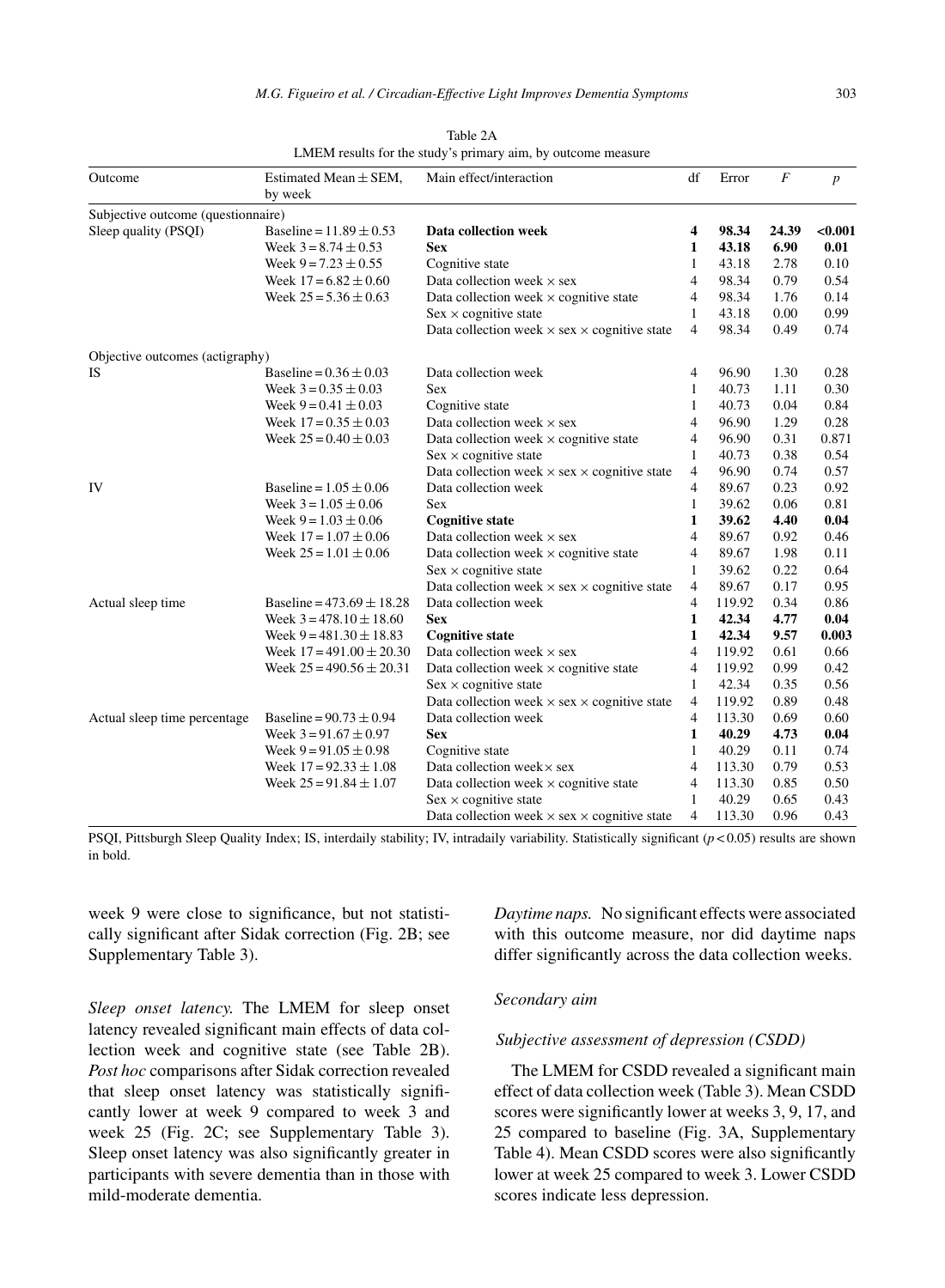Table 2A
LMEM results for the study's primary aim, by outcome measure

| Outcome | Estimated Mean ± SEM, by week | Main effect/interaction | df | Error | $F$ | $p$ |
|---|---|---|---|---|---|---|
| Subjective outcome (questionnaire) | | | | | | |
| Sleep quality (PSQI) | Baseline = 11.89 ± 0.53 | **Data collection week** | **4** | **98.34** | **24.39** | **<0.001** |
| | Week 3 = 8.74 ± 0.53 | **Sex** | **1** | **43.18** | **6.90** | **0.01** |
| | Week 9 = 7.23 ± 0.55 | Cognitive state | 1 | 43.18 | 2.78 | 0.10 |
| | Week 17 = 6.82 ± 0.60 | Data collection week × sex | 4 | 98.34 | 0.79 | 0.54 |
| | Week 25 = 5.36 ± 0.63 | Data collection week × cognitive state | 4 | 98.34 | 1.76 | 0.14 |
| | | Sex × cognitive state | 1 | 43.18 | 0.00 | 0.99 |
| | | Data collection week × sex × cognitive state | 4 | 98.34 | 0.49 | 0.74 |
| Objective outcomes (actigraphy) | | | | | | |
| IS | Baseline = 0.36 ± 0.03 | Data collection week | 4 | 96.90 | 1.30 | 0.28 |
| | Week 3 = 0.35 ± 0.03 | Sex | 1 | 40.73 | 1.11 | 0.30 |
| | Week 9 = 0.41 ± 0.03 | Cognitive state | 1 | 40.73 | 0.04 | 0.84 |
| | Week 17 = 0.35 ± 0.03 | Data collection week × sex | 4 | 96.90 | 1.29 | 0.28 |
| | Week 25 = 0.40 ± 0.03 | Data collection week × cognitive state | 4 | 96.90 | 0.31 | 0.871 |
| | | Sex × cognitive state | 1 | 40.73 | 0.38 | 0.54 |
| | | Data collection week × sex × cognitive state | 4 | 96.90 | 0.74 | 0.57 |
| IV | Baseline = 1.05 ± 0.06 | Data collection week | 4 | 89.67 | 0.23 | 0.92 |
| | Week 3 = 1.05 ± 0.06 | Sex | 1 | 39.62 | 0.06 | 0.81 |
| | Week 9 = 1.03 ± 0.06 | **Cognitive state** | **1** | **39.62** | **4.40** | **0.04** |
| | Week 17 = 1.07 ± 0.06 | Data collection week × sex | 4 | 89.67 | 0.92 | 0.46 |
| | Week 25 = 1.01 ± 0.06 | Data collection week × cognitive state | 4 | 89.67 | 1.98 | 0.11 |
| | | Sex × cognitive state | 1 | 39.62 | 0.22 | 0.64 |
| | | Data collection week × sex × cognitive state | 4 | 89.67 | 0.17 | 0.95 |
| Actual sleep time | Baseline = 473.69 ± 18.28 | Data collection week | 4 | 119.92 | 0.34 | 0.86 |
| | Week 3 = 478.10 ± 18.60 | **Sex** | **1** | **42.34** | **4.77** | **0.04** |
| | Week 9 = 481.30 ± 18.83 | **Cognitive state** | **1** | **42.34** | **9.57** | **0.003** |
| | Week 17 = 491.00 ± 20.30 | Data collection week × sex | 4 | 119.92 | 0.61 | 0.66 |
| | Week 25 = 490.56 ± 20.31 | Data collection week × cognitive state | 4 | 119.92 | 0.99 | 0.42 |
| | | Sex × cognitive state | 1 | 42.34 | 0.35 | 0.56 |
| | | Data collection week × sex × cognitive state | 4 | 119.92 | 0.89 | 0.48 |
| Actual sleep time percentage | Baseline = 90.73 ± 0.94 | Data collection week | 4 | 113.30 | 0.69 | 0.60 |
| | Week 3 = 91.67 ± 0.97 | **Sex** | **1** | **40.29** | **4.73** | **0.04** |
| | Week 9 = 91.05 ± 0.98 | Cognitive state | 1 | 40.29 | 0.11 | 0.74 |
| | Week 17 = 92.33 ± 1.08 | Data collection week× sex | 4 | 113.30 | 0.79 | 0.53 |
| | Week 25 = 91.84 ± 1.07 | Data collection week × cognitive state | 4 | 113.30 | 0.85 | 0.50 |
| | | Sex × cognitive state | 1 | 40.29 | 0.65 | 0.43 |
| | | Data collection week × sex × cognitive state | 4 | 113.30 | 0.96 | 0.43 |

PSQI, Pittsburgh Sleep Quality Index; IS, interdaily stability; IV, intradaily variability. Statistically significant ($p < 0.05$) results are shown in bold.

week 9 were close to significance, but not statistically significant after Sidak correction (Fig. 2B; see Supplementary Table 3).

*Sleep onset latency.* The LMEM for sleep onset latency revealed significant main effects of data collection week and cognitive state (see Table 2B). *Post hoc* comparisons after Sidak correction revealed that sleep onset latency was statistically significantly lower at week 9 compared to week 3 and week 25 (Fig. 2C; see Supplementary Table 3). Sleep onset latency was also significantly greater in participants with severe dementia than in those with mild-moderate dementia.

*Daytime naps.* No significant effects were associated with this outcome measure, nor did daytime naps differ significantly across the data collection weeks.

### Secondary aim

#### Subjective assessment of depression (CSDD)

The LMEM for CSDD revealed a significant main effect of data collection week (Table 3). Mean CSDD scores were significantly lower at weeks 3, 9, 17, and 25 compared to baseline (Fig. 3A, Supplementary Table 4). Mean CSDD scores were also significantly lower at week 25 compared to week 3. Lower CSDD scores indicate less depression.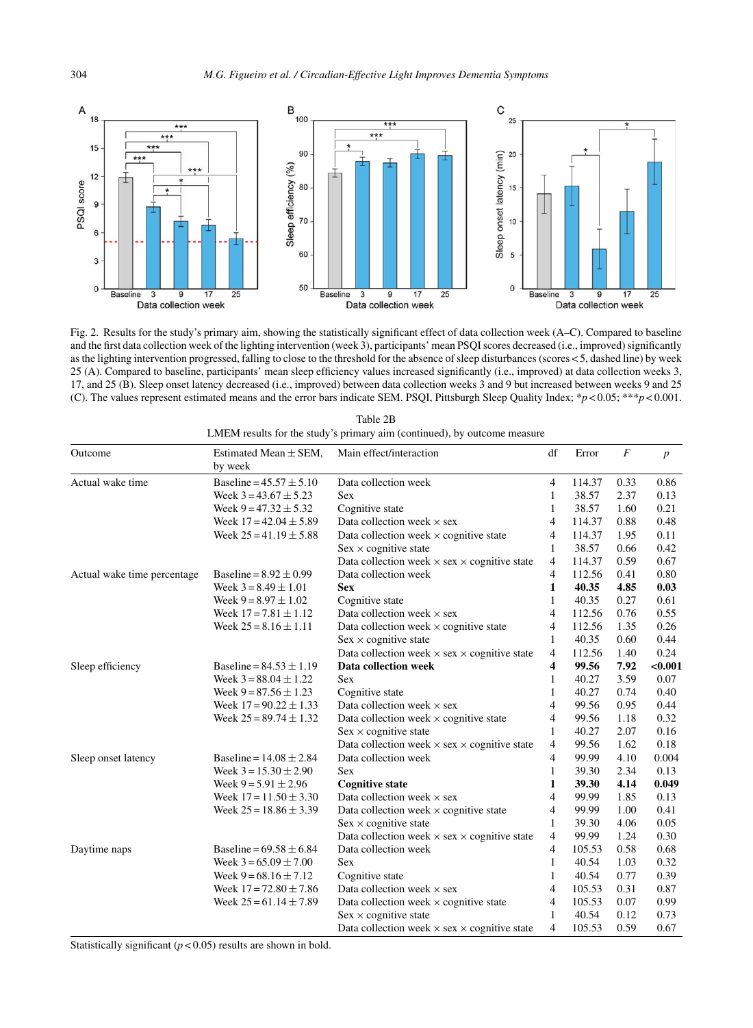Fig. 2. Results for the study's primary aim, showing the statistically significant effect of data collection week (A–C). Compared to baseline and the first data collection week of the lighting intervention (week 3), participants' mean PSQI scores decreased (i.e., improved) significantly as the lighting intervention progressed, falling to close to the threshold for the absence of sleep disturbances (scores < 5, dashed line) by week 25 (A). Compared to baseline, participants' mean sleep efficiency values increased significantly (i.e., improved) at data collection weeks 3, 17, and 25 (B). Sleep onset latency decreased (i.e., improved) between data collection weeks 3 and 9 but increased between weeks 9 and 25 (C). The values represent estimated means and the error bars indicate SEM. PSQI, Pittsburgh Sleep Quality Index; \*$p < 0.05$; \*\*\*$p < 0.001$.

Table 2B

LMEM results for the study's primary aim (continued), by outcome measure

| Outcome | Estimated Mean ± SEM, by week | Main effect/interaction | df | Error | *F* | *p* |
|---|---|---|---|---|---|---|
| Actual wake time | Baseline = 45.57 ± 5.10 | Data collection week | 4 | 114.37 | 0.33 | 0.86 |
| | Week 3 = 43.67 ± 5.23 | Sex | 1 | 38.57 | 2.37 | 0.13 |
| | Week 9 = 47.32 ± 5.32 | Cognitive state | 1 | 38.57 | 1.60 | 0.21 |
| | Week 17 = 42.04 ± 5.89 | Data collection week × sex | 4 | 114.37 | 0.88 | 0.48 |
| | Week 25 = 41.19 ± 5.88 | Data collection week × cognitive state | 4 | 114.37 | 1.95 | 0.11 |
| | | Sex × cognitive state | 1 | 38.57 | 0.66 | 0.42 |
| | | Data collection week × sex × cognitive state | 4 | 114.37 | 0.59 | 0.67 |
| Actual wake time percentage | Baseline = 8.92 ± 0.99 | Data collection week | 4 | 112.56 | 0.41 | 0.80 |
| | Week 3 = 8.49 ± 1.01 | **Sex** | **1** | **40.35** | **4.85** | **0.03** |
| | Week 9 = 8.97 ± 1.02 | Cognitive state | 1 | 40.35 | 0.27 | 0.61 |
| | Week 17 = 7.81 ± 1.12 | Data collection week × sex | 4 | 112.56 | 0.76 | 0.55 |
| | Week 25 = 8.16 ± 1.11 | Data collection week × cognitive state | 4 | 112.56 | 1.35 | 0.26 |
| | | Sex × cognitive state | 1 | 40.35 | 0.60 | 0.44 |
| | | Data collection week × sex × cognitive state | 4 | 112.56 | 1.40 | 0.24 |
| Sleep efficiency | Baseline = 84.53 ± 1.19 | **Data collection week** | **4** | **99.56** | **7.92** | **<0.001** |
| | Week 3 = 88.04 ± 1.22 | Sex | 1 | 40.27 | 3.59 | 0.07 |
| | Week 9 = 87.56 ± 1.23 | Cognitive state | 1 | 40.27 | 0.74 | 0.40 |
| | Week 17 = 90.22 ± 1.33 | Data collection week × sex | 4 | 99.56 | 0.95 | 0.44 |
| | Week 25 = 89.74 ± 1.32 | Data collection week × cognitive state | 4 | 99.56 | 1.18 | 0.32 |
| | | Sex × cognitive state | 1 | 40.27 | 2.07 | 0.16 |
| | | Data collection week × sex × cognitive state | 4 | 99.56 | 1.62 | 0.18 |
| Sleep onset latency | Baseline = 14.08 ± 2.84 | Data collection week | 4 | 99.99 | 4.10 | 0.004 |
| | Week 3 = 15.30 ± 2.90 | Sex | 1 | 39.30 | 2.34 | 0.13 |
| | Week 9 = 5.91 ± 2.96 | **Cognitive state** | **1** | **39.30** | **4.14** | **0.049** |
| | Week 17 = 11.50 ± 3.30 | Data collection week × sex | 4 | 99.99 | 1.85 | 0.13 |
| | Week 25 = 18.86 ± 3.39 | Data collection week × cognitive state | 4 | 99.99 | 1.00 | 0.41 |
| | | Sex × cognitive state | 1 | 39.30 | 4.06 | 0.05 |
| | | Data collection week × sex × cognitive state | 4 | 99.99 | 1.24 | 0.30 |
| Daytime naps | Baseline = 69.58 ± 6.84 | Data collection week | 4 | 105.53 | 0.58 | 0.68 |
| | Week 3 = 65.09 ± 7.00 | Sex | 1 | 40.54 | 1.03 | 0.32 |
| | Week 9 = 68.16 ± 7.12 | Cognitive state | 1 | 40.54 | 0.77 | 0.39 |
| | Week 17 = 72.80 ± 7.86 | Data collection week × sex | 4 | 105.53 | 0.31 | 0.87 |
| | Week 25 = 61.14 ± 7.89 | Data collection week × cognitive state | 4 | 105.53 | 0.07 | 0.99 |
| | | Sex × cognitive state | 1 | 40.54 | 0.12 | 0.73 |
| | | Data collection week × sex × cognitive state | 4 | 105.53 | 0.59 | 0.67 |

Statistically significant ($p < 0.05$) results are shown in bold.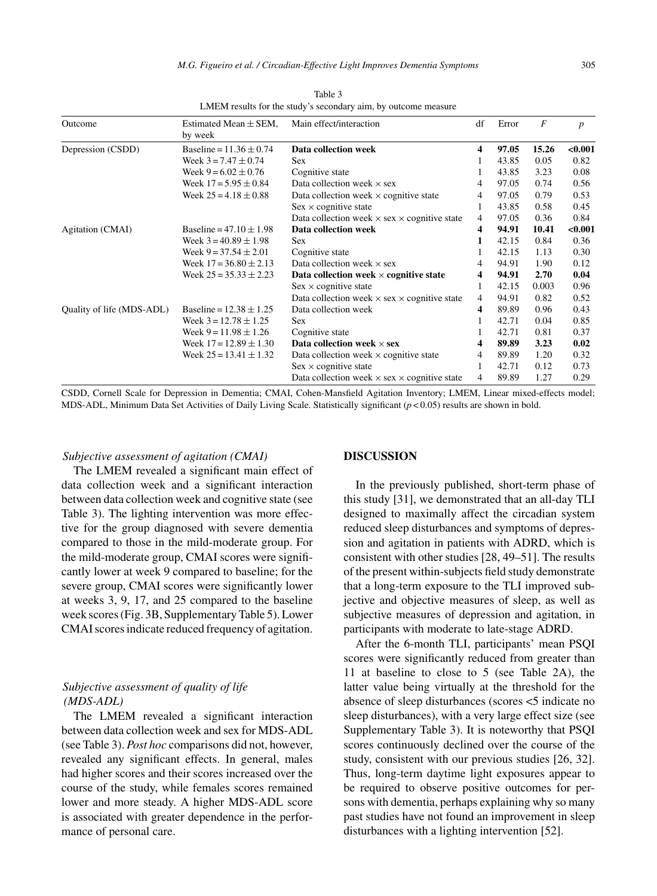Table 3
LMEM results for the study's secondary aim, by outcome measure

| Outcome | Estimated Mean ± SEM, by week | Main effect/interaction | df | Error | $F$ | $p$ |
|---|---|---|---|---|---|---|
| Depression (CSDD) | Baseline = 11.36 ± 0.74 | **Data collection week** | **4** | **97.05** | **15.26** | **<0.001** |
| | Week 3 = 7.47 ± 0.74 | Sex | 1 | 43.85 | 0.05 | 0.82 |
| | Week 9 = 6.02 ± 0.76 | Cognitive state | 1 | 43.85 | 3.23 | 0.08 |
| | Week 17 = 5.95 ± 0.84 | Data collection week × sex | 4 | 97.05 | 0.74 | 0.56 |
| | Week 25 = 4.18 ± 0.88 | Data collection week × cognitive state | 4 | 97.05 | 0.79 | 0.53 |
| | | Sex × cognitive state | 1 | 43.85 | 0.58 | 0.45 |
| | | Data collection week × sex × cognitive state | 4 | 97.05 | 0.36 | 0.84 |
| Agitation (CMAI) | Baseline = 47.10 ± 1.98 | **Data collection week** | **4** | **94.91** | **10.41** | **<0.001** |
| | Week 3 = 40.89 ± 1.98 | Sex | 1 | 42.15 | 0.84 | 0.36 |
| | Week 9 = 37.54 ± 2.01 | Cognitive state | 1 | 42.15 | 1.13 | 0.30 |
| | Week 17 = 36.80 ± 2.13 | Data collection week × sex | 4 | 94.91 | 1.90 | 0.12 |
| | Week 25 = 35.33 ± 2.23 | **Data collection week × cognitive state** | **4** | **94.91** | **2.70** | **0.04** |
| | | Sex × cognitive state | 1 | 42.15 | 0.003 | 0.96 |
| | | Data collection week × sex × cognitive state | 4 | 94.91 | 0.82 | 0.52 |
| Quality of life (MDS-ADL) | Baseline = 12.38 ± 1.25 | Data collection week | 4 | 89.89 | 0.96 | 0.43 |
| | Week 3 = 12.78 ± 1.25 | Sex | 1 | 42.71 | 0.04 | 0.85 |
| | Week 9 = 11.98 ± 1.26 | Cognitive state | 1 | 42.71 | 0.81 | 0.37 |
| | Week 17 = 12.89 ± 1.30 | **Data collection week × sex** | **4** | **89.89** | **3.23** | **0.02** |
| | Week 25 = 13.41 ± 1.32 | Data collection week × cognitive state | 4 | 89.89 | 1.20 | 0.32 |
| | | Sex × cognitive state | 1 | 42.71 | 0.12 | 0.73 |
| | | Data collection week × sex × cognitive state | 4 | 89.89 | 1.27 | 0.29 |

CSDD, Cornell Scale for Depression in Dementia; CMAI, Cohen-Mansfield Agitation Inventory; LMEM, Linear mixed-effects model; MDS-ADL, Minimum Data Set Activities of Daily Living Scale. Statistically significant ($p < 0.05$) results are shown in bold.

### *Subjective assessment of agitation (CMAI)*

The LMEM revealed a significant main effect of data collection week and a significant interaction between data collection week and cognitive state (see Table 3). The lighting intervention was more effective for the group diagnosed with severe dementia compared to those in the mild-moderate group. For the mild-moderate group, CMAI scores were significantly lower at week 9 compared to baseline; for the severe group, CMAI scores were significantly lower at weeks 3, 9, 17, and 25 compared to the baseline week scores (Fig. 3B, Supplementary Table 5). Lower CMAI scores indicate reduced frequency of agitation.

### *Subjective assessment of quality of life (MDS-ADL)*

The LMEM revealed a significant interaction between data collection week and sex for MDS-ADL (see Table 3). *Post hoc* comparisons did not, however, revealed any significant effects. In general, males had higher scores and their scores increased over the course of the study, while females scores remained lower and more steady. A higher MDS-ADL score is associated with greater dependence in the performance of personal care.

## DISCUSSION

In the previously published, short-term phase of this study [31], we demonstrated that an all-day TLI designed to maximally affect the circadian system reduced sleep disturbances and symptoms of depression and agitation in patients with ADRD, which is consistent with other studies [28, 49–51]. The results of the present within-subjects field study demonstrate that a long-term exposure to the TLI improved subjective and objective measures of sleep, as well as subjective measures of depression and agitation, in participants with moderate to late-stage ADRD.

After the 6-month TLI, participants' mean PSQI scores were significantly reduced from greater than 11 at baseline to close to 5 (see Table 2A), the latter value being virtually at the threshold for the absence of sleep disturbances (scores <5 indicate no sleep disturbances), with a very large effect size (see Supplementary Table 3). It is noteworthy that PSQI scores continuously declined over the course of the study, consistent with our previous studies [26, 32]. Thus, long-term daytime light exposures appear to be required to observe positive outcomes for persons with dementia, perhaps explaining why so many past studies have not found an improvement in sleep disturbances with a lighting intervention [52].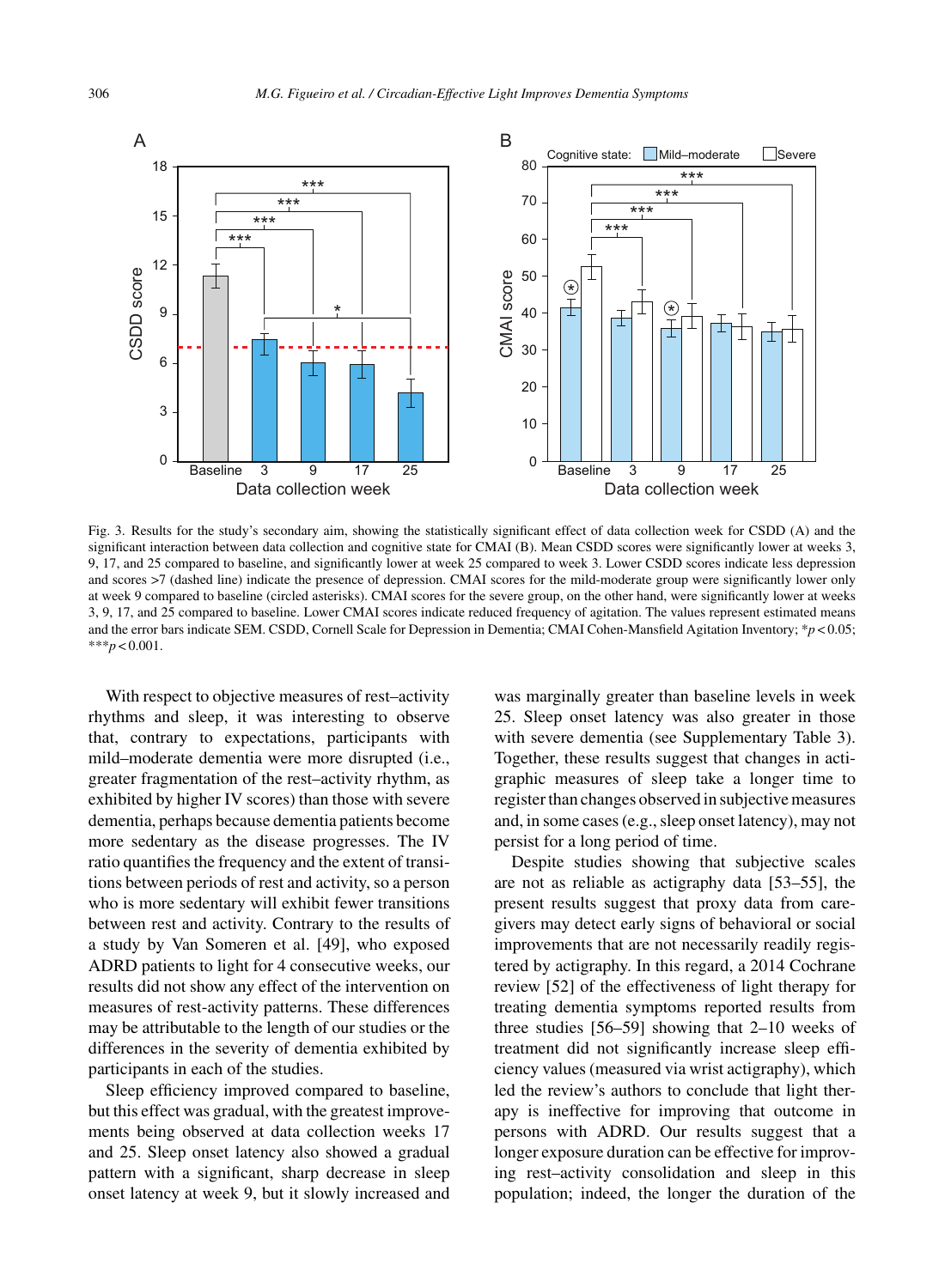Fig. 3. Results for the study's secondary aim, showing the statistically significant effect of data collection week for CSDD (A) and the significant interaction between data collection and cognitive state for CMAI (B). Mean CSDD scores were significantly lower at weeks 3, 9, 17, and 25 compared to baseline, and significantly lower at week 25 compared to week 3. Lower CSDD scores indicate less depression and scores >7 (dashed line) indicate the presence of depression. CMAI scores for the mild-moderate group were significantly lower only at week 9 compared to baseline (circled asterisks). CMAI scores for the severe group, on the other hand, were significantly lower at weeks 3, 9, 17, and 25 compared to baseline. Lower CMAI scores indicate reduced frequency of agitation. The values represent estimated means and the error bars indicate SEM. CSDD, Cornell Scale for Depression in Dementia; CMAI Cohen-Mansfield Agitation Inventory; \*$p < 0.05$; \*\*\*$p < 0.001$.

With respect to objective measures of rest–activity rhythms and sleep, it was interesting to observe that, contrary to expectations, participants with mild–moderate dementia were more disrupted (i.e., greater fragmentation of the rest–activity rhythm, as exhibited by higher IV scores) than those with severe dementia, perhaps because dementia patients become more sedentary as the disease progresses. The IV ratio quantifies the frequency and the extent of transitions between periods of rest and activity, so a person who is more sedentary will exhibit fewer transitions between rest and activity. Contrary to the results of a study by Van Someren et al. [49], who exposed ADRD patients to light for 4 consecutive weeks, our results did not show any effect of the intervention on measures of rest-activity patterns. These differences may be attributable to the length of our studies or the differences in the severity of dementia exhibited by participants in each of the studies.

Sleep efficiency improved compared to baseline, but this effect was gradual, with the greatest improvements being observed at data collection weeks 17 and 25. Sleep onset latency also showed a gradual pattern with a significant, sharp decrease in sleep onset latency at week 9, but it slowly increased and was marginally greater than baseline levels in week 25. Sleep onset latency was also greater in those with severe dementia (see Supplementary Table 3). Together, these results suggest that changes in actigraphic measures of sleep take a longer time to register than changes observed in subjective measures and, in some cases (e.g., sleep onset latency), may not persist for a long period of time.

Despite studies showing that subjective scales are not as reliable as actigraphy data [53–55], the present results suggest that proxy data from caregivers may detect early signs of behavioral or social improvements that are not necessarily readily registered by actigraphy. In this regard, a 2014 Cochrane review [52] of the effectiveness of light therapy for treating dementia symptoms reported results from three studies [56–59] showing that 2–10 weeks of treatment did not significantly increase sleep efficiency values (measured via wrist actigraphy), which led the review's authors to conclude that light therapy is ineffective for improving that outcome in persons with ADRD. Our results suggest that a longer exposure duration can be effective for improving rest–activity consolidation and sleep in this population; indeed, the longer the duration of the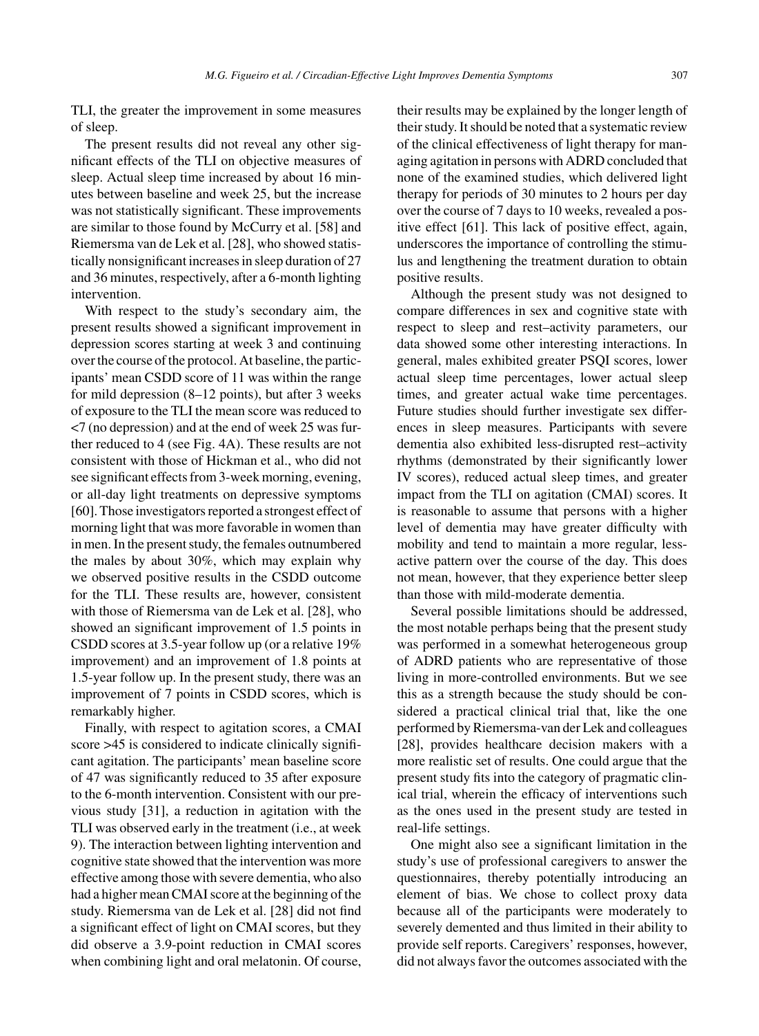TLI, the greater the improvement in some measures of sleep.

The present results did not reveal any other significant effects of the TLI on objective measures of sleep. Actual sleep time increased by about 16 minutes between baseline and week 25, but the increase was not statistically significant. These improvements are similar to those found by McCurry et al. [58] and Riemersma van de Lek et al. [28], who showed statistically nonsignificant increases in sleep duration of 27 and 36 minutes, respectively, after a 6-month lighting intervention.

With respect to the study's secondary aim, the present results showed a significant improvement in depression scores starting at week 3 and continuing over the course of the protocol. At baseline, the participants' mean CSDD score of 11 was within the range for mild depression (8–12 points), but after 3 weeks of exposure to the TLI the mean score was reduced to <7 (no depression) and at the end of week 25 was further reduced to 4 (see Fig. 4A). These results are not consistent with those of Hickman et al., who did not see significant effects from 3-week morning, evening, or all-day light treatments on depressive symptoms [60]. Those investigators reported a strongest effect of morning light that was more favorable in women than in men. In the present study, the females outnumbered the males by about 30%, which may explain why we observed positive results in the CSDD outcome for the TLI. These results are, however, consistent with those of Riemersma van de Lek et al. [28], who showed an significant improvement of 1.5 points in CSDD scores at 3.5-year follow up (or a relative 19% improvement) and an improvement of 1.8 points at 1.5-year follow up. In the present study, there was an improvement of 7 points in CSDD scores, which is remarkably higher.

Finally, with respect to agitation scores, a CMAI score >45 is considered to indicate clinically significant agitation. The participants' mean baseline score of 47 was significantly reduced to 35 after exposure to the 6-month intervention. Consistent with our previous study [31], a reduction in agitation with the TLI was observed early in the treatment (i.e., at week 9). The interaction between lighting intervention and cognitive state showed that the intervention was more effective among those with severe dementia, who also had a higher mean CMAI score at the beginning of the study. Riemersma van de Lek et al. [28] did not find a significant effect of light on CMAI scores, but they did observe a 3.9-point reduction in CMAI scores when combining light and oral melatonin. Of course, their results may be explained by the longer length of their study. It should be noted that a systematic review of the clinical effectiveness of light therapy for managing agitation in persons with ADRD concluded that none of the examined studies, which delivered light therapy for periods of 30 minutes to 2 hours per day over the course of 7 days to 10 weeks, revealed a positive effect [61]. This lack of positive effect, again, underscores the importance of controlling the stimulus and lengthening the treatment duration to obtain positive results.

Although the present study was not designed to compare differences in sex and cognitive state with respect to sleep and rest–activity parameters, our data showed some other interesting interactions. In general, males exhibited greater PSQI scores, lower actual sleep time percentages, lower actual sleep times, and greater actual wake time percentages. Future studies should further investigate sex differences in sleep measures. Participants with severe dementia also exhibited less-disrupted rest–activity rhythms (demonstrated by their significantly lower IV scores), reduced actual sleep times, and greater impact from the TLI on agitation (CMAI) scores. It is reasonable to assume that persons with a higher level of dementia may have greater difficulty with mobility and tend to maintain a more regular, less-active pattern over the course of the day. This does not mean, however, that they experience better sleep than those with mild-moderate dementia.

Several possible limitations should be addressed, the most notable perhaps being that the present study was performed in a somewhat heterogeneous group of ADRD patients who are representative of those living in more-controlled environments. But we see this as a strength because the study should be considered a practical clinical trial that, like the one performed by Riemersma-van der Lek and colleagues [28], provides healthcare decision makers with a more realistic set of results. One could argue that the present study fits into the category of pragmatic clinical trial, wherein the efficacy of interventions such as the ones used in the present study are tested in real-life settings.

One might also see a significant limitation in the study's use of professional caregivers to answer the questionnaires, thereby potentially introducing an element of bias. We chose to collect proxy data because all of the participants were moderately to severely demented and thus limited in their ability to provide self reports. Caregivers' responses, however, did not always favor the outcomes associated with the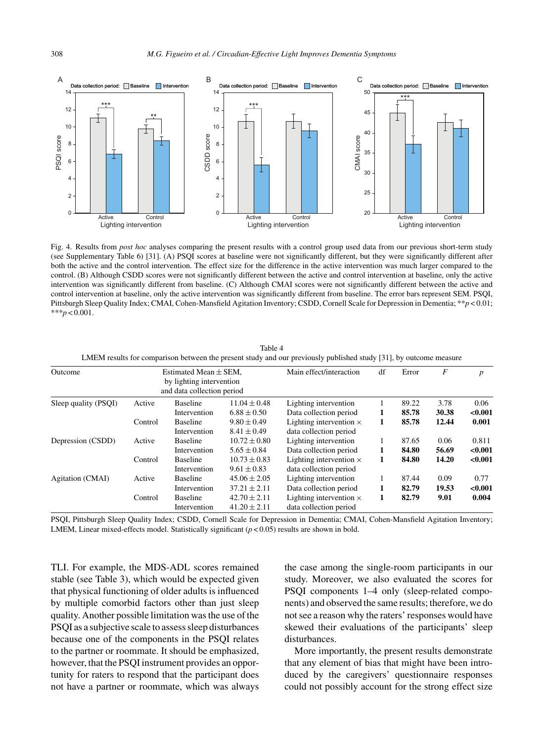Fig. 4. Results from *post hoc* analyses comparing the present results with a control group used data from our previous short-term study (see Supplementary Table 6) [31]. (A) PSQI scores at baseline were not significantly different, but they were significantly different after both the active and the control intervention. The effect size for the difference in the active intervention was much larger compared to the control. (B) Although CSDD scores were not significantly different between the active and control intervention at baseline, only the active intervention was significantly different from baseline. (C) Although CMAI scores were not significantly different between the active and control intervention at baseline, only the active intervention was significantly different from baseline. The error bars represent SEM. PSQI, Pittsburgh Sleep Quality Index; CMAI, Cohen-Mansfield Agitation Inventory; CSDD, Cornell Scale for Depression in Dementia; \*\*$p < 0.01$; \*\*\*$p < 0.001$.

Table 4
LMEM results for comparison between the present study and our previously published study [31], by outcome measure

| Outcome | Estimated Mean ± SEM, by lighting intervention and data collection period | | | Main effect/interaction | df | Error | $F$ | $p$ |
|---|---|---|---|---|---|---|---|---|
| Sleep quality (PSQI) | Active | Baseline | 11.04 ± 0.48 | Lighting intervention | 1 | 89.22 | 3.78 | 0.06 |
| | | Intervention | 6.88 ± 0.50 | Data collection period | **1** | **85.78** | **30.38** | **<0.001** |
| | Control | Baseline | 9.80 ± 0.49 | Lighting intervention × data collection period | **1** | **85.78** | **12.44** | **0.001** |
| | | Intervention | 8.41 ± 0.49 | | | | | |
| Depression (CSDD) | Active | Baseline | 10.72 ± 0.80 | Lighting intervention | 1 | 87.65 | 0.06 | 0.811 |
| | | Intervention | 5.65 ± 0.84 | Data collection period | **1** | **84.80** | **56.69** | **<0.001** |
| | Control | Baseline | 10.73 ± 0.83 | Lighting intervention × data collection period | **1** | **84.80** | **14.20** | **<0.001** |
| | | Intervention | 9.61 ± 0.83 | | | | | |
| Agitation (CMAI) | Active | Baseline | 45.06 ± 2.05 | Lighting intervention | 1 | 87.44 | 0.09 | 0.77 |
| | | Intervention | 37.21 ± 2.11 | Data collection period | **1** | **82.79** | **19.53** | **<0.001** |
| | Control | Baseline | 42.70 ± 2.11 | Lighting intervention × data collection period | **1** | **82.79** | **9.01** | **0.004** |
| | | Intervention | 41.20 ± 2.11 | | | | | |

PSQI, Pittsburgh Sleep Quality Index; CSDD, Cornell Scale for Depression in Dementia; CMAI, Cohen-Mansfield Agitation Inventory; LMEM, Linear mixed-effects model. Statistically significant ($p < 0.05$) results are shown in bold.

TLI. For example, the MDS-ADL scores remained stable (see Table 3), which would be expected given that physical functioning of older adults is influenced by multiple comorbid factors other than just sleep quality. Another possible limitation was the use of the PSQI as a subjective scale to assess sleep disturbances because one of the components in the PSQI relates to the partner or roommate. It should be emphasized, however, that the PSQI instrument provides an opportunity for raters to respond that the participant does not have a partner or roommate, which was always the case among the single-room participants in our study. Moreover, we also evaluated the scores for PSQI components 1–4 only (sleep-related components) and observed the same results; therefore, we do not see a reason why the raters' responses would have skewed their evaluations of the participants' sleep disturbances.

More importantly, the present results demonstrate that any element of bias that might have been introduced by the caregivers' questionnaire responses could not possibly account for the strong effect size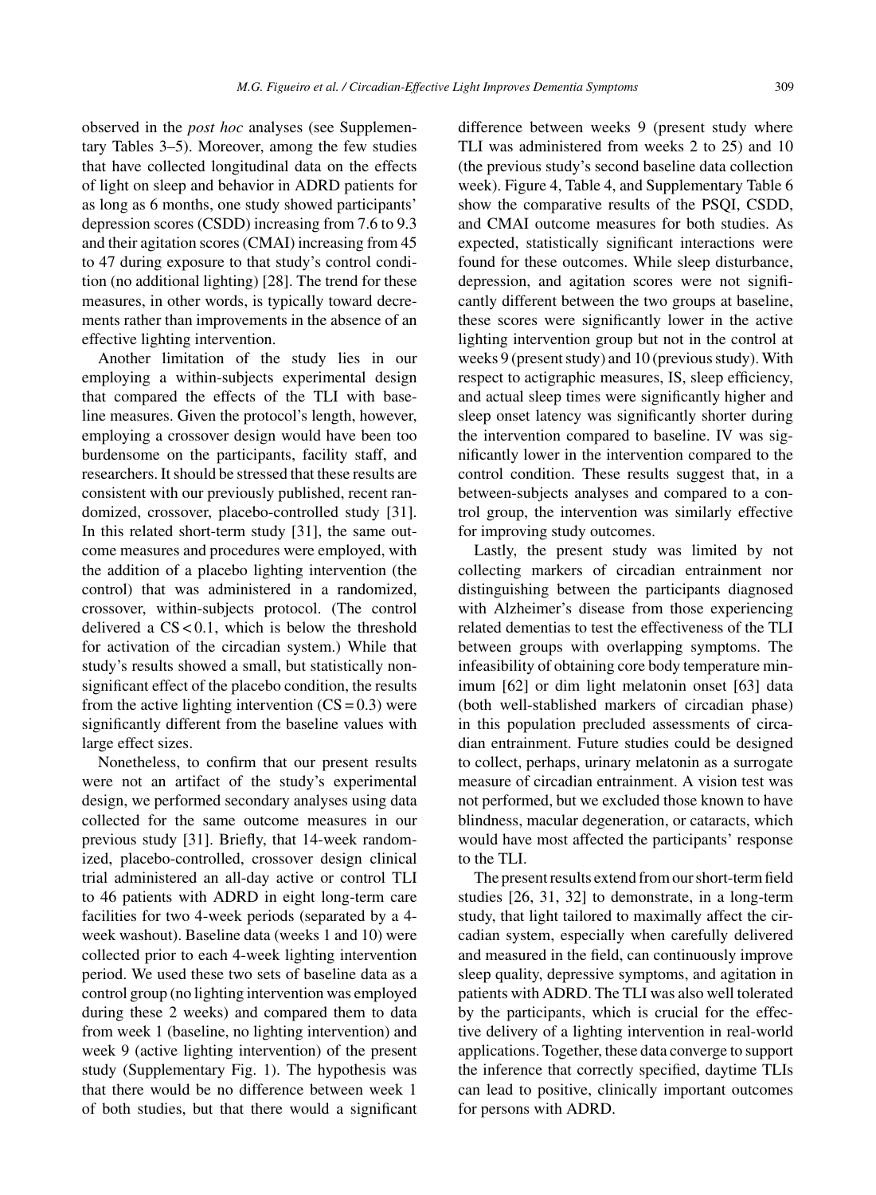observed in the *post hoc* analyses (see Supplementary Tables 3–5). Moreover, among the few studies that have collected longitudinal data on the effects of light on sleep and behavior in ADRD patients for as long as 6 months, one study showed participants' depression scores (CSDD) increasing from 7.6 to 9.3 and their agitation scores (CMAI) increasing from 45 to 47 during exposure to that study's control condition (no additional lighting) [28]. The trend for these measures, in other words, is typically toward decrements rather than improvements in the absence of an effective lighting intervention.

Another limitation of the study lies in our employing a within-subjects experimental design that compared the effects of the TLI with baseline measures. Given the protocol's length, however, employing a crossover design would have been too burdensome on the participants, facility staff, and researchers. It should be stressed that these results are consistent with our previously published, recent randomized, crossover, placebo-controlled study [31]. In this related short-term study [31], the same outcome measures and procedures were employed, with the addition of a placebo lighting intervention (the control) that was administered in a randomized, crossover, within-subjects protocol. (The control delivered a CS < 0.1, which is below the threshold for activation of the circadian system.) While that study's results showed a small, but statistically nonsignificant effect of the placebo condition, the results from the active lighting intervention (CS = 0.3) were significantly different from the baseline values with large effect sizes.

Nonetheless, to confirm that our present results were not an artifact of the study's experimental design, we performed secondary analyses using data collected for the same outcome measures in our previous study [31]. Briefly, that 14-week randomized, placebo-controlled, crossover design clinical trial administered an all-day active or control TLI to 46 patients with ADRD in eight long-term care facilities for two 4-week periods (separated by a 4-week washout). Baseline data (weeks 1 and 10) were collected prior to each 4-week lighting intervention period. We used these two sets of baseline data as a control group (no lighting intervention was employed during these 2 weeks) and compared them to data from week 1 (baseline, no lighting intervention) and week 9 (active lighting intervention) of the present study (Supplementary Fig. 1). The hypothesis was that there would be no difference between week 1 of both studies, but that there would a significant difference between weeks 9 (present study where TLI was administered from weeks 2 to 25) and 10 (the previous study's second baseline data collection week). Figure 4, Table 4, and Supplementary Table 6 show the comparative results of the PSQI, CSDD, and CMAI outcome measures for both studies. As expected, statistically significant interactions were found for these outcomes. While sleep disturbance, depression, and agitation scores were not significantly different between the two groups at baseline, these scores were significantly lower in the active lighting intervention group but not in the control at weeks 9 (present study) and 10 (previous study). With respect to actigraphic measures, IS, sleep efficiency, and actual sleep times were significantly higher and sleep onset latency was significantly shorter during the intervention compared to baseline. IV was significantly lower in the intervention compared to the control condition. These results suggest that, in a between-subjects analyses and compared to a control group, the intervention was similarly effective for improving study outcomes.

Lastly, the present study was limited by not collecting markers of circadian entrainment nor distinguishing between the participants diagnosed with Alzheimer's disease from those experiencing related dementias to test the effectiveness of the TLI between groups with overlapping symptoms. The infeasibility of obtaining core body temperature minimum [62] or dim light melatonin onset [63] data (both well-stablished markers of circadian phase) in this population precluded assessments of circadian entrainment. Future studies could be designed to collect, perhaps, urinary melatonin as a surrogate measure of circadian entrainment. A vision test was not performed, but we excluded those known to have blindness, macular degeneration, or cataracts, which would have most affected the participants' response to the TLI.

The present results extend from our short-term field studies [26, 31, 32] to demonstrate, in a long-term study, that light tailored to maximally affect the circadian system, especially when carefully delivered and measured in the field, can continuously improve sleep quality, depressive symptoms, and agitation in patients with ADRD. The TLI was also well tolerated by the participants, which is crucial for the effective delivery of a lighting intervention in real-world applications. Together, these data converge to support the inference that correctly specified, daytime TLIs can lead to positive, clinically important outcomes for persons with ADRD.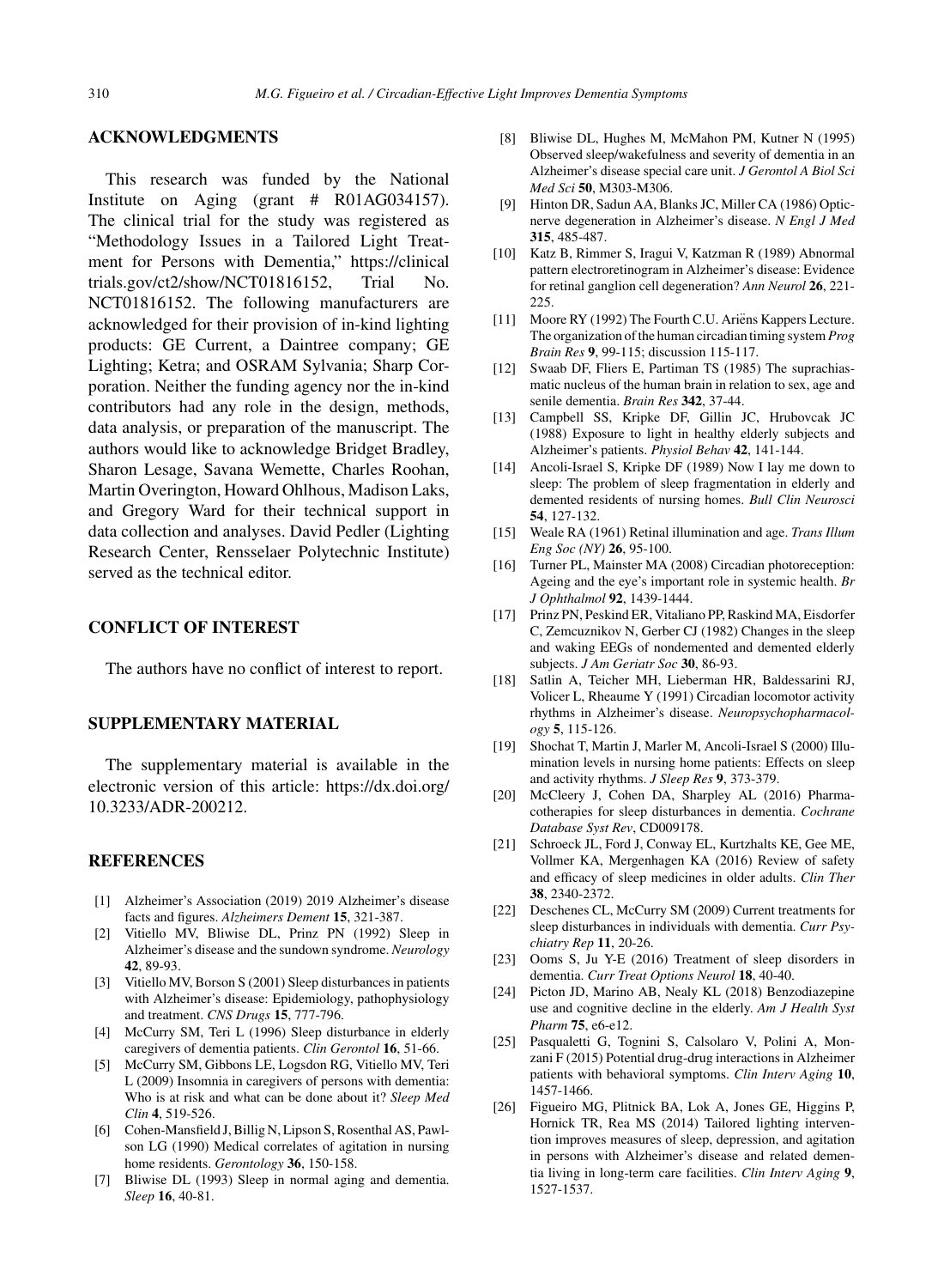## ACKNOWLEDGMENTS

This research was funded by the National Institute on Aging (grant # R01AG034157). The clinical trial for the study was registered as "Methodology Issues in a Tailored Light Treatment for Persons with Dementia," https://clinicaltrials.gov/ct2/show/NCT01816152, Trial No. NCT01816152. The following manufacturers are acknowledged for their provision of in-kind lighting products: GE Current, a Daintree company; GE Lighting; Ketra; and OSRAM Sylvania; Sharp Corporation. Neither the funding agency nor the in-kind contributors had any role in the design, methods, data analysis, or preparation of the manuscript. The authors would like to acknowledge Bridget Bradley, Sharon Lesage, Savana Wemette, Charles Roohan, Martin Overington, Howard Ohlhous, Madison Laks, and Gregory Ward for their technical support in data collection and analyses. David Pedler (Lighting Research Center, Rensselaer Polytechnic Institute) served as the technical editor.

## CONFLICT OF INTEREST

The authors have no conflict of interest to report.

## SUPPLEMENTARY MATERIAL

The supplementary material is available in the electronic version of this article: https://dx.doi.org/10.3233/ADR-200212.

## REFERENCES

[1] Alzheimer's Association (2019) 2019 Alzheimer's disease facts and figures. *Alzheimers Dement* **15**, 321-387.

[2] Vitiello MV, Bliwise DL, Prinz PN (1992) Sleep in Alzheimer's disease and the sundown syndrome. *Neurology* **42**, 89-93.

[3] Vitiello MV, Borson S (2001) Sleep disturbances in patients with Alzheimer's disease: Epidemiology, pathophysiology and treatment. *CNS Drugs* **15**, 777-796.

[4] McCurry SM, Teri L (1996) Sleep disturbance in elderly caregivers of dementia patients. *Clin Gerontol* **16**, 51-66.

[5] McCurry SM, Gibbons LE, Logsdon RG, Vitiello MV, Teri L (2009) Insomnia in caregivers of persons with dementia: Who is at risk and what can be done about it? *Sleep Med Clin* **4**, 519-526.

[6] Cohen-Mansfield J, Billig N, Lipson S, Rosenthal AS, Pawlson LG (1990) Medical correlates of agitation in nursing home residents. *Gerontology* **36**, 150-158.

[7] Bliwise DL (1993) Sleep in normal aging and dementia. *Sleep* **16**, 40-81.

[8] Bliwise DL, Hughes M, McMahon PM, Kutner N (1995) Observed sleep/wakefulness and severity of dementia in an Alzheimer's disease special care unit. *J Gerontol A Biol Sci Med Sci* **50**, M303-M306.

[9] Hinton DR, Sadun AA, Blanks JC, Miller CA (1986) Optic-nerve degeneration in Alzheimer's disease. *N Engl J Med* **315**, 485-487.

[10] Katz B, Rimmer S, Iragui V, Katzman R (1989) Abnormal pattern electroretinogram in Alzheimer's disease: Evidence for retinal ganglion cell degeneration? *Ann Neurol* **26**, 221-225.

[11] Moore RY (1992) The Fourth C.U. Ariëns Kappers Lecture. The organization of the human circadian timing system *Prog Brain Res* **9**, 99-115; discussion 115-117.

[12] Swaab DF, Fliers E, Partiman TS (1985) The suprachiasmatic nucleus of the human brain in relation to sex, age and senile dementia. *Brain Res* **342**, 37-44.

[13] Campbell SS, Kripke DF, Gillin JC, Hrubovcak JC (1988) Exposure to light in healthy elderly subjects and Alzheimer's patients. *Physiol Behav* **42**, 141-144.

[14] Ancoli-Israel S, Kripke DF (1989) Now I lay me down to sleep: The problem of sleep fragmentation in elderly and demented residents of nursing homes. *Bull Clin Neurosci* **54**, 127-132.

[15] Weale RA (1961) Retinal illumination and age. *Trans Illum Eng Soc (NY)* **26**, 95-100.

[16] Turner PL, Mainster MA (2008) Circadian photoreception: Ageing and the eye's important role in systemic health. *Br J Ophthalmol* **92**, 1439-1444.

[17] Prinz PN, Peskind ER, Vitaliano PP, Raskind MA, Eisdorfer C, Zemcuznikov N, Gerber CJ (1982) Changes in the sleep and waking EEGs of nondemented and demented elderly subjects. *J Am Geriatr Soc* **30**, 86-93.

[18] Satlin A, Teicher MH, Lieberman HR, Baldessarini RJ, Volicer L, Rheaume Y (1991) Circadian locomotor activity rhythms in Alzheimer's disease. *Neuropsychopharmacology* **5**, 115-126.

[19] Shochat T, Martin J, Marler M, Ancoli-Israel S (2000) Illumination levels in nursing home patients: Effects on sleep and activity rhythms. *J Sleep Res* **9**, 373-379.

[20] McCleery J, Cohen DA, Sharpley AL (2016) Pharmacotherapies for sleep disturbances in dementia. *Cochrane Database Syst Rev*, CD009178.

[21] Schroeck JL, Ford J, Conway EL, Kurtzhalts KE, Gee ME, Vollmer KA, Mergenhagen KA (2016) Review of safety and efficacy of sleep medicines in older adults. *Clin Ther* **38**, 2340-2372.

[22] Deschenes CL, McCurry SM (2009) Current treatments for sleep disturbances in individuals with dementia. *Curr Psychiatry Rep* **11**, 20-26.

[23] Ooms S, Ju Y-E (2016) Treatment of sleep disorders in dementia. *Curr Treat Options Neurol* **18**, 40-40.

[24] Picton JD, Marino AB, Nealy KL (2018) Benzodiazepine use and cognitive decline in the elderly. *Am J Health Syst Pharm* **75**, e6-e12.

[25] Pasqualetti G, Tognini S, Calsolaro V, Polini A, Monzani F (2015) Potential drug-drug interactions in Alzheimer patients with behavioral symptoms. *Clin Interv Aging* **10**, 1457-1466.

[26] Figueiro MG, Plitnick BA, Lok A, Jones GE, Higgins P, Hornick TR, Rea MS (2014) Tailored lighting intervention improves measures of sleep, depression, and agitation in persons with Alzheimer's disease and related dementia living in long-term care facilities. *Clin Interv Aging* **9**, 1527-1537.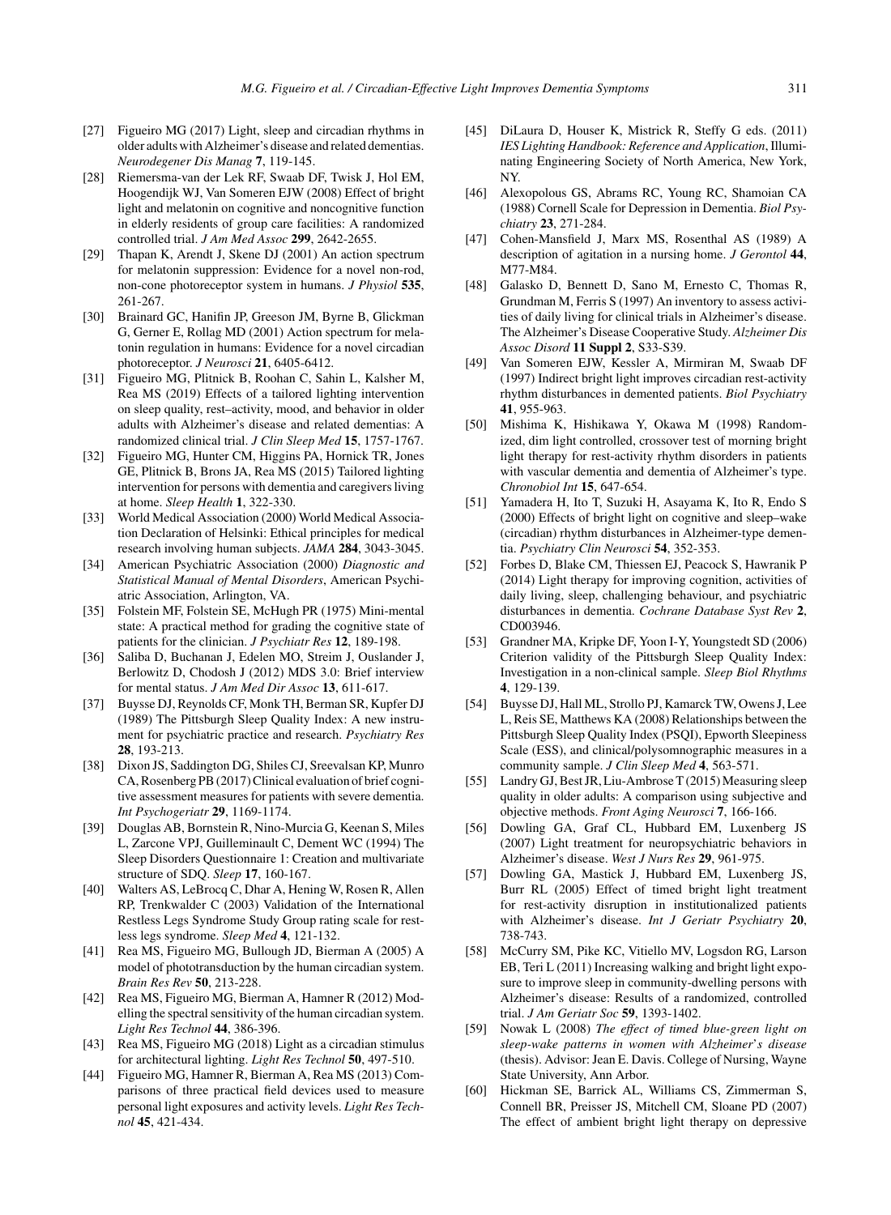- [27] Figueiro MG (2017) Light, sleep and circadian rhythms in older adults with Alzheimer's disease and related dementias. *Neurodegener Dis Manag* **7**, 119-145.
- [28] Riemersma-van der Lek RF, Swaab DF, Twisk J, Hol EM, Hoogendijk WJ, Van Someren EJW (2008) Effect of bright light and melatonin on cognitive and noncognitive function in elderly residents of group care facilities: A randomized controlled trial. *J Am Med Assoc* **299**, 2642-2655.
- [29] Thapan K, Arendt J, Skene DJ (2001) An action spectrum for melatonin suppression: Evidence for a novel non-rod, non-cone photoreceptor system in humans. *J Physiol* **535**, 261-267.
- [30] Brainard GC, Hanifin JP, Greeson JM, Byrne B, Glickman G, Gerner E, Rollag MD (2001) Action spectrum for melatonin regulation in humans: Evidence for a novel circadian photoreceptor. *J Neurosci* **21**, 6405-6412.
- [31] Figueiro MG, Plitnick B, Roohan C, Sahin L, Kalsher M, Rea MS (2019) Effects of a tailored lighting intervention on sleep quality, rest–activity, mood, and behavior in older adults with Alzheimer's disease and related dementias: A randomized clinical trial. *J Clin Sleep Med* **15**, 1757-1767.
- [32] Figueiro MG, Hunter CM, Higgins PA, Hornick TR, Jones GE, Plitnick B, Brons JA, Rea MS (2015) Tailored lighting intervention for persons with dementia and caregivers living at home. *Sleep Health* **1**, 322-330.
- [33] World Medical Association (2000) World Medical Association Declaration of Helsinki: Ethical principles for medical research involving human subjects. *JAMA* **284**, 3043-3045.
- [34] American Psychiatric Association (2000) *Diagnostic and Statistical Manual of Mental Disorders*, American Psychiatric Association, Arlington, VA.
- [35] Folstein MF, Folstein SE, McHugh PR (1975) Mini-mental state: A practical method for grading the cognitive state of patients for the clinician. *J Psychiatr Res* **12**, 189-198.
- [36] Saliba D, Buchanan J, Edelen MO, Streim J, Ouslander J, Berlowitz D, Chodosh J (2012) MDS 3.0: Brief interview for mental status. *J Am Med Dir Assoc* **13**, 611-617.
- [37] Buysse DJ, Reynolds CF, Monk TH, Berman SR, Kupfer DJ (1989) The Pittsburgh Sleep Quality Index: A new instrument for psychiatric practice and research. *Psychiatry Res* **28**, 193-213.
- [38] Dixon JS, Saddington DG, Shiles CJ, Sreevalsan KP, Munro CA, Rosenberg PB (2017) Clinical evaluation of brief cognitive assessment measures for patients with severe dementia. *Int Psychogeriatr* **29**, 1169-1174.
- [39] Douglas AB, Bornstein R, Nino-Murcia G, Keenan S, Miles L, Zarcone VPJ, Guilleminault C, Dement WC (1994) The Sleep Disorders Questionnaire 1: Creation and multivariate structure of SDQ. *Sleep* **17**, 160-167.
- [40] Walters AS, LeBrocq C, Dhar A, Hening W, Rosen R, Allen RP, Trenkwalder C (2003) Validation of the International Restless Legs Syndrome Study Group rating scale for restless legs syndrome. *Sleep Med* **4**, 121-132.
- [41] Rea MS, Figueiro MG, Bullough JD, Bierman A (2005) A model of phototransduction by the human circadian system. *Brain Res Rev* **50**, 213-228.
- [42] Rea MS, Figueiro MG, Bierman A, Hamner R (2012) Modelling the spectral sensitivity of the human circadian system. *Light Res Technol* **44**, 386-396.
- [43] Rea MS, Figueiro MG (2018) Light as a circadian stimulus for architectural lighting. *Light Res Technol* **50**, 497-510.
- [44] Figueiro MG, Hamner R, Bierman A, Rea MS (2013) Comparisons of three practical field devices used to measure personal light exposures and activity levels. *Light Res Technol* **45**, 421-434.
- [45] DiLaura D, Houser K, Mistrick R, Steffy G eds. (2011) *IES Lighting Handbook: Reference and Application*, Illuminating Engineering Society of North America, New York, NY.
- [46] Alexopolous GS, Abrams RC, Young RC, Shamoian CA (1988) Cornell Scale for Depression in Dementia. *Biol Psychiatry* **23**, 271-284.
- [47] Cohen-Mansfield J, Marx MS, Rosenthal AS (1989) A description of agitation in a nursing home. *J Gerontol* **44**, M77-M84.
- [48] Galasko D, Bennett D, Sano M, Ernesto C, Thomas R, Grundman M, Ferris S (1997) An inventory to assess activities of daily living for clinical trials in Alzheimer's disease. The Alzheimer's Disease Cooperative Study. *Alzheimer Dis Assoc Disord* **11 Suppl 2**, S33-S39.
- [49] Van Someren EJW, Kessler A, Mirmiran M, Swaab DF (1997) Indirect bright light improves circadian rest-activity rhythm disturbances in demented patients. *Biol Psychiatry* **41**, 955-963.
- [50] Mishima K, Hishikawa Y, Okawa M (1998) Randomized, dim light controlled, crossover test of morning bright light therapy for rest-activity rhythm disorders in patients with vascular dementia and dementia of Alzheimer's type. *Chronobiol Int* **15**, 647-654.
- [51] Yamadera H, Ito T, Suzuki H, Asayama K, Ito R, Endo S (2000) Effects of bright light on cognitive and sleep–wake (circadian) rhythm disturbances in Alzheimer-type dementia. *Psychiatry Clin Neurosci* **54**, 352-353.
- [52] Forbes D, Blake CM, Thiessen EJ, Peacock S, Hawranik P (2014) Light therapy for improving cognition, activities of daily living, sleep, challenging behaviour, and psychiatric disturbances in dementia. *Cochrane Database Syst Rev* **2**, CD003946.
- [53] Grandner MA, Kripke DF, Yoon I-Y, Youngstedt SD (2006) Criterion validity of the Pittsburgh Sleep Quality Index: Investigation in a non-clinical sample. *Sleep Biol Rhythms* **4**, 129-139.
- [54] Buysse DJ, Hall ML, Strollo PJ, Kamarck TW, Owens J, Lee L, Reis SE, Matthews KA (2008) Relationships between the Pittsburgh Sleep Quality Index (PSQI), Epworth Sleepiness Scale (ESS), and clinical/polysomnographic measures in a community sample. *J Clin Sleep Med* **4**, 563-571.
- [55] Landry GJ, Best JR, Liu-Ambrose T (2015) Measuring sleep quality in older adults: A comparison using subjective and objective methods. *Front Aging Neurosci* **7**, 166-166.
- [56] Dowling GA, Graf CL, Hubbard EM, Luxenberg JS (2007) Light treatment for neuropsychiatric behaviors in Alzheimer's disease. *West J Nurs Res* **29**, 961-975.
- [57] Dowling GA, Mastick J, Hubbard EM, Luxenberg JS, Burr RL (2005) Effect of timed bright light treatment for rest-activity disruption in institutionalized patients with Alzheimer's disease. *Int J Geriatr Psychiatry* **20**, 738-743.
- [58] McCurry SM, Pike KC, Vitiello MV, Logsdon RG, Larson EB, Teri L (2011) Increasing walking and bright light exposure to improve sleep in community-dwelling persons with Alzheimer's disease: Results of a randomized, controlled trial. *J Am Geriatr Soc* **59**, 1393-1402.
- [59] Nowak L (2008) *The effect of timed blue-green light on sleep-wake patterns in women with Alzheimer's disease* (thesis). Advisor: Jean E. Davis. College of Nursing, Wayne State University, Ann Arbor.
- [60] Hickman SE, Barrick AL, Williams CS, Zimmerman S, Connell BR, Preisser JS, Mitchell CM, Sloane PD (2007) The effect of ambient bright light therapy on depressive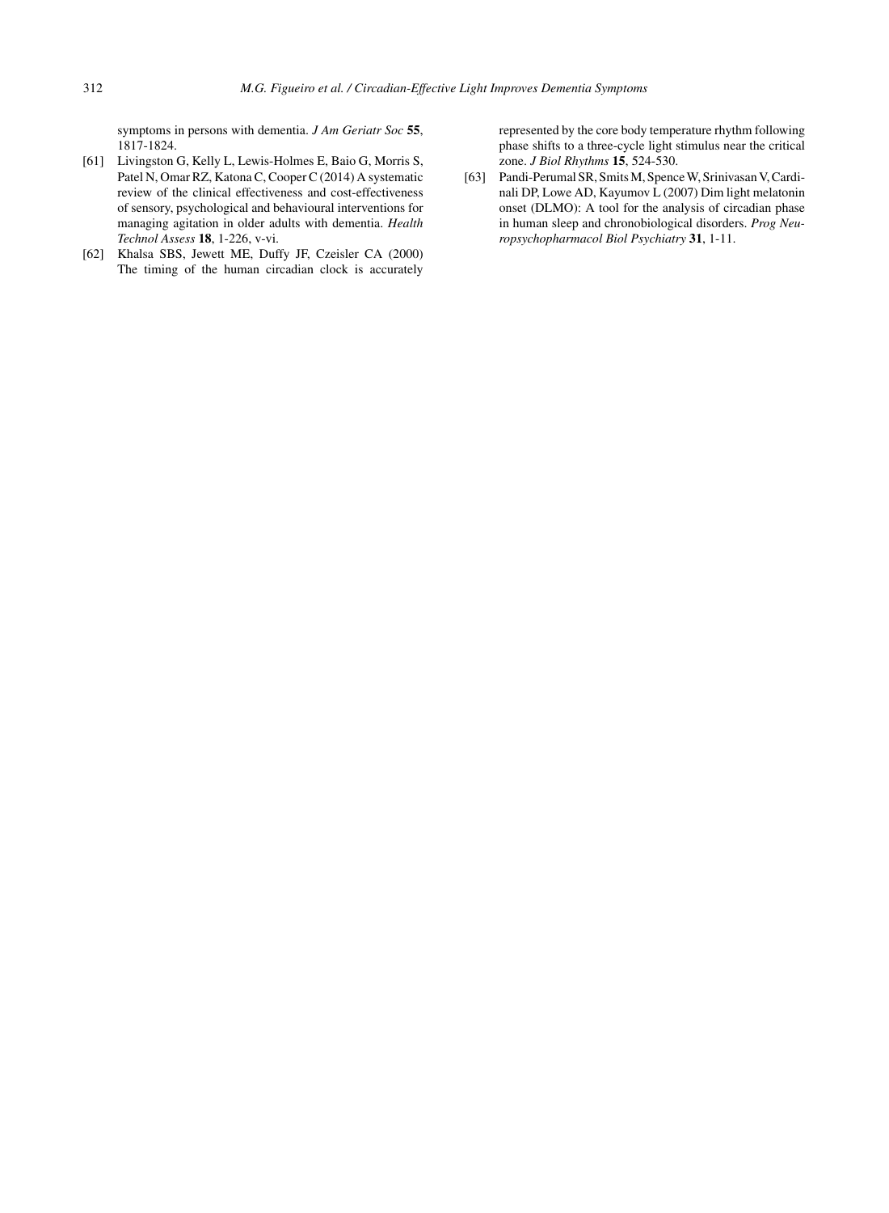symptoms in persons with dementia. *J Am Geriatr Soc* **55**, 1817-1824.

[61] Livingston G, Kelly L, Lewis-Holmes E, Baio G, Morris S, Patel N, Omar RZ, Katona C, Cooper C (2014) A systematic review of the clinical effectiveness and cost-effectiveness of sensory, psychological and behavioural interventions for managing agitation in older adults with dementia. *Health Technol Assess* **18**, 1-226, v-vi.

[62] Khalsa SBS, Jewett ME, Duffy JF, Czeisler CA (2000) The timing of the human circadian clock is accurately represented by the core body temperature rhythm following phase shifts to a three-cycle light stimulus near the critical zone. *J Biol Rhythms* **15**, 524-530.

[63] Pandi-Perumal SR, Smits M, Spence W, Srinivasan V, Cardinali DP, Lowe AD, Kayumov L (2007) Dim light melatonin onset (DLMO): A tool for the analysis of circadian phase in human sleep and chronobiological disorders. *Prog Neuropsychopharmacol Biol Psychiatry* **31**, 1-11.